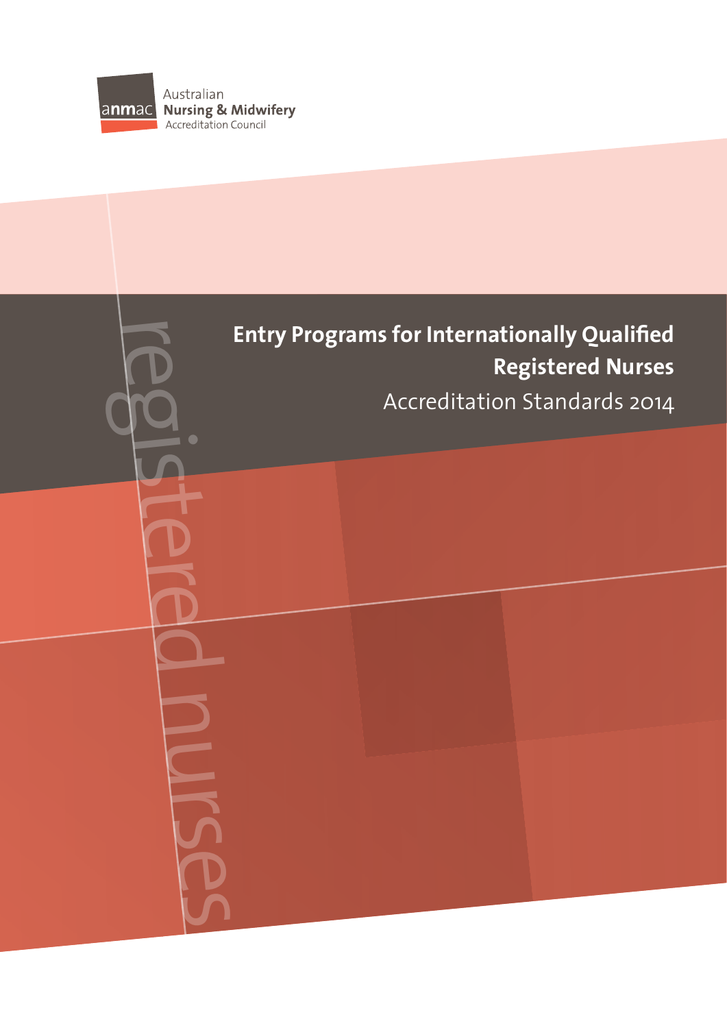Australian
**Nursing & Midwifery**
Accreditation Council

registered nurses

# Entry Programs for Internationally Qualified Registered Nurses

## Accreditation Standards 2014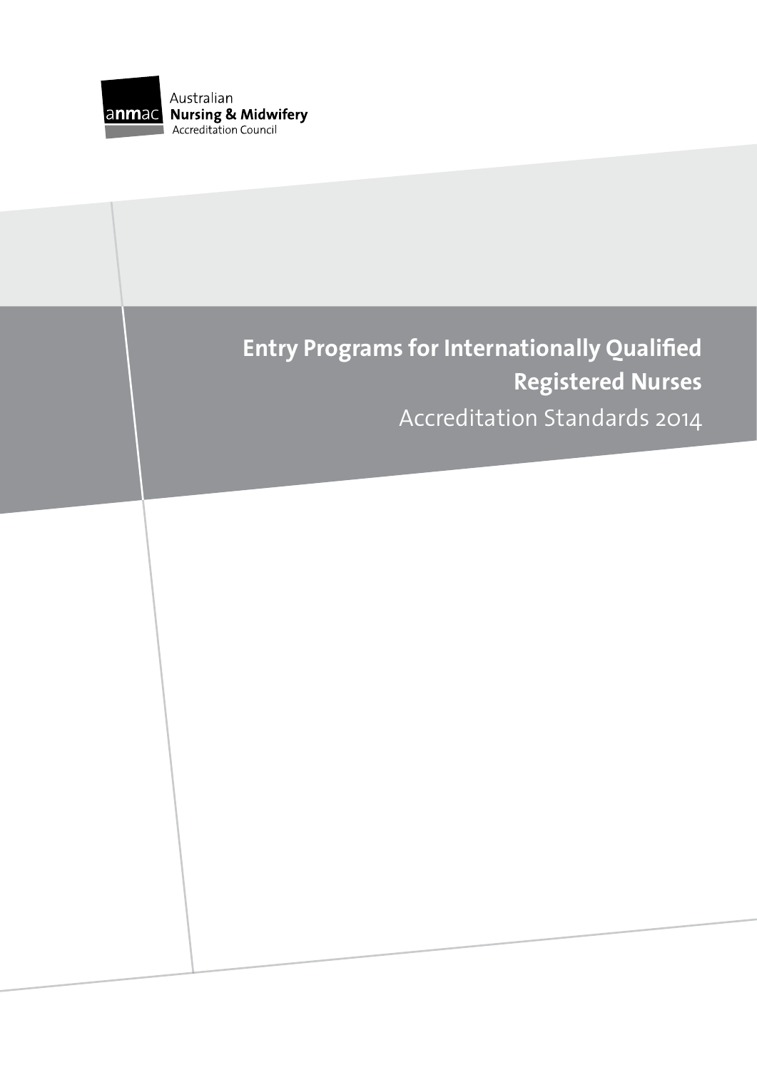Australian
**Nursing & Midwifery**
Accreditation Council

# Entry Programs for Internationally Qualified Registered Nurses

## Accreditation Standards 2014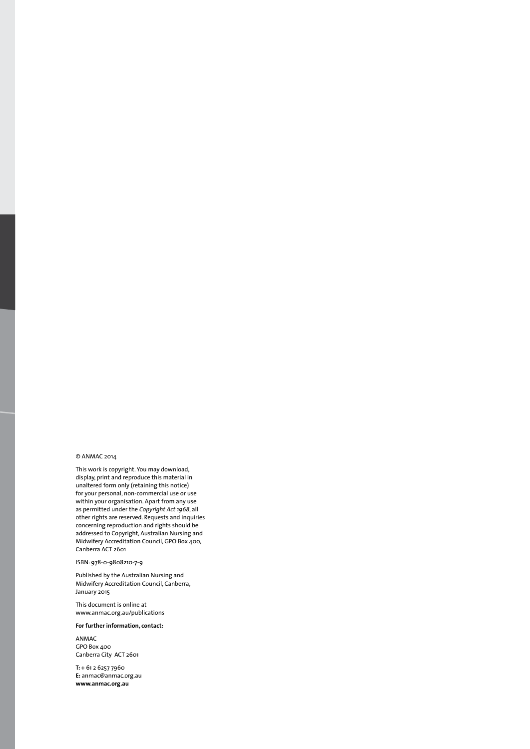© ANMAC 2014

This work is copyright. You may download, display, print and reproduce this material in unaltered form only (retaining this notice) for your personal, non-commercial use or use within your organisation. Apart from any use as permitted under the *Copyright Act 1968*, all other rights are reserved. Requests and inquiries concerning reproduction and rights should be addressed to Copyright, Australian Nursing and Midwifery Accreditation Council, GPO Box 400, Canberra ACT 2601

ISBN: 978-0-9808210-7-9

Published by the Australian Nursing and Midwifery Accreditation Council, Canberra, January 2015

This document is online at www.anmac.org.au/publications

**For further information, contact:**

ANMAC
GPO Box 400
Canberra City ACT 2601

**T:** + 61 2 6257 7960
**E:** anmac@anmac.org.au
**www.anmac.org.au**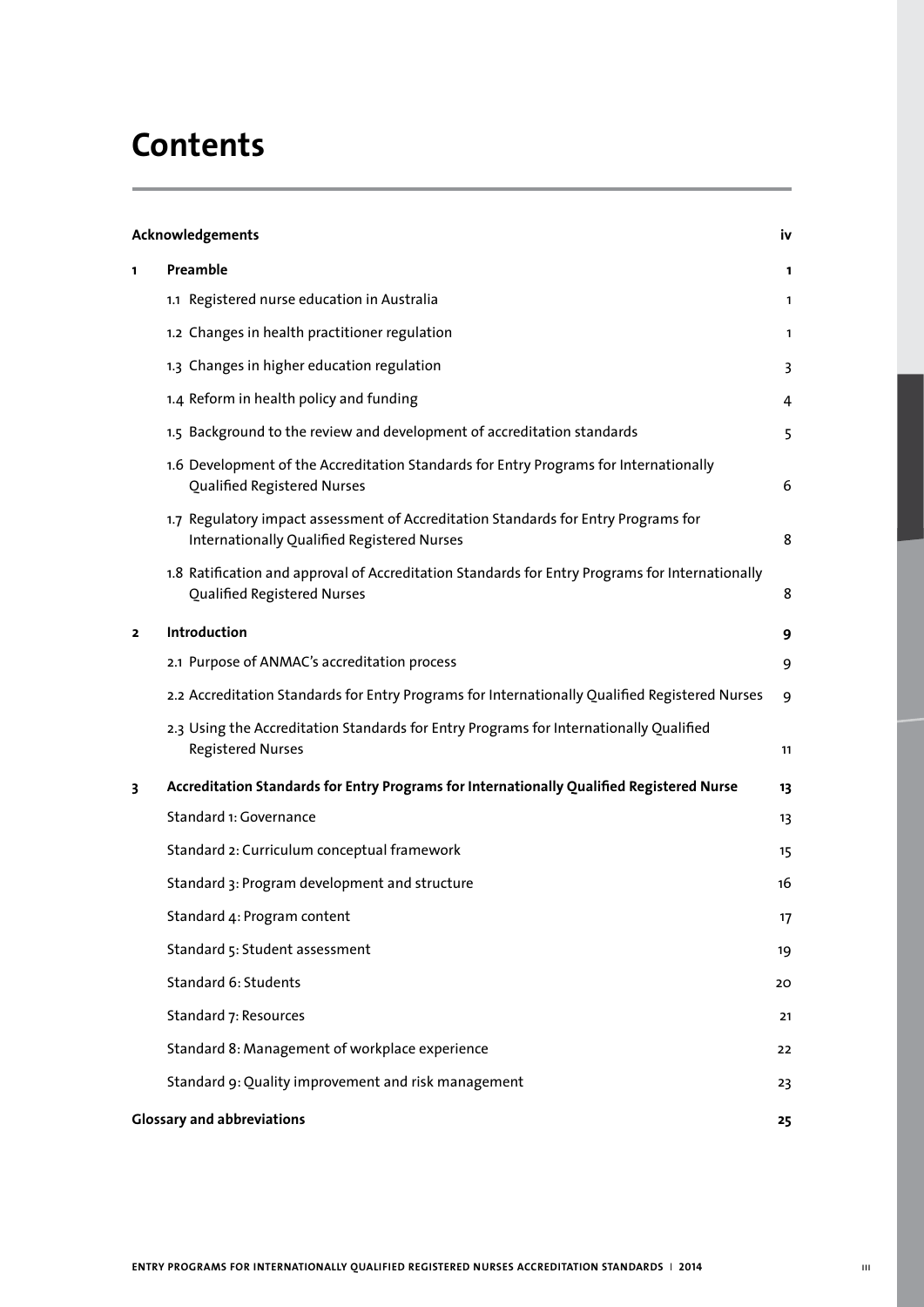# Contents

| | | |
|---|---|---|
| **Acknowledgements** | | **iv** |
| **1** | **Preamble** | **1** |
| | 1.1 Registered nurse education in Australia | 1 |
| | 1.2 Changes in health practitioner regulation | 1 |
| | 1.3 Changes in higher education regulation | 3 |
| | 1.4 Reform in health policy and funding | 4 |
| | 1.5 Background to the review and development of accreditation standards | 5 |
| | 1.6 Development of the Accreditation Standards for Entry Programs for Internationally Qualified Registered Nurses | 6 |
| | 1.7 Regulatory impact assessment of Accreditation Standards for Entry Programs for Internationally Qualified Registered Nurses | 8 |
| | 1.8 Ratification and approval of Accreditation Standards for Entry Programs for Internationally Qualified Registered Nurses | 8 |
| **2** | **Introduction** | **9** |
| | 2.1 Purpose of ANMAC's accreditation process | 9 |
| | 2.2 Accreditation Standards for Entry Programs for Internationally Qualified Registered Nurses | 9 |
| | 2.3 Using the Accreditation Standards for Entry Programs for Internationally Qualified Registered Nurses | 11 |
| **3** | **Accreditation Standards for Entry Programs for Internationally Qualified Registered Nurse** | **13** |
| | Standard 1: Governance | 13 |
| | Standard 2: Curriculum conceptual framework | 15 |
| | Standard 3: Program development and structure | 16 |
| | Standard 4: Program content | 17 |
| | Standard 5: Student assessment | 19 |
| | Standard 6: Students | 20 |
| | Standard 7: Resources | 21 |
| | Standard 8: Management of workplace experience | 22 |
| | Standard 9: Quality improvement and risk management | 23 |
| **Glossary and abbreviations** | | **25** |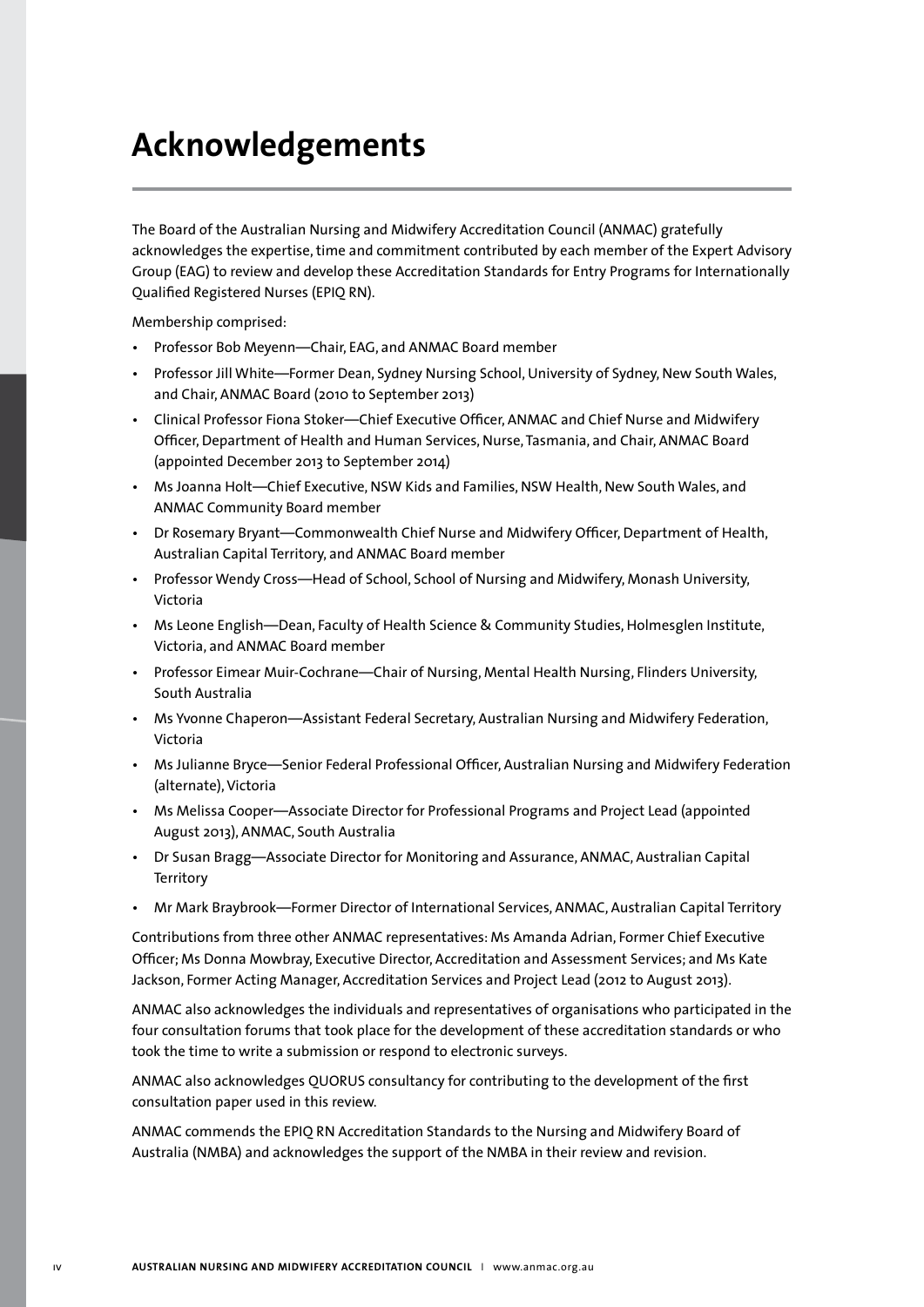# Acknowledgements

The Board of the Australian Nursing and Midwifery Accreditation Council (ANMAC) gratefully acknowledges the expertise, time and commitment contributed by each member of the Expert Advisory Group (EAG) to review and develop these Accreditation Standards for Entry Programs for Internationally Qualified Registered Nurses (EPIQ RN).

Membership comprised:

- Professor Bob Meyenn—Chair, EAG, and ANMAC Board member
- Professor Jill White—Former Dean, Sydney Nursing School, University of Sydney, New South Wales, and Chair, ANMAC Board (2010 to September 2013)
- Clinical Professor Fiona Stoker—Chief Executive Officer, ANMAC and Chief Nurse and Midwifery Officer, Department of Health and Human Services, Nurse, Tasmania, and Chair, ANMAC Board (appointed December 2013 to September 2014)
- Ms Joanna Holt—Chief Executive, NSW Kids and Families, NSW Health, New South Wales, and ANMAC Community Board member
- Dr Rosemary Bryant—Commonwealth Chief Nurse and Midwifery Officer, Department of Health, Australian Capital Territory, and ANMAC Board member
- Professor Wendy Cross—Head of School, School of Nursing and Midwifery, Monash University, Victoria
- Ms Leone English—Dean, Faculty of Health Science & Community Studies, Holmesglen Institute, Victoria, and ANMAC Board member
- Professor Eimear Muir-Cochrane—Chair of Nursing, Mental Health Nursing, Flinders University, South Australia
- Ms Yvonne Chaperon—Assistant Federal Secretary, Australian Nursing and Midwifery Federation, Victoria
- Ms Julianne Bryce—Senior Federal Professional Officer, Australian Nursing and Midwifery Federation (alternate), Victoria
- Ms Melissa Cooper—Associate Director for Professional Programs and Project Lead (appointed August 2013), ANMAC, South Australia
- Dr Susan Bragg—Associate Director for Monitoring and Assurance, ANMAC, Australian Capital Territory
- Mr Mark Braybrook—Former Director of International Services, ANMAC, Australian Capital Territory

Contributions from three other ANMAC representatives: Ms Amanda Adrian, Former Chief Executive Officer; Ms Donna Mowbray, Executive Director, Accreditation and Assessment Services; and Ms Kate Jackson, Former Acting Manager, Accreditation Services and Project Lead (2012 to August 2013).

ANMAC also acknowledges the individuals and representatives of organisations who participated in the four consultation forums that took place for the development of these accreditation standards or who took the time to write a submission or respond to electronic surveys.

ANMAC also acknowledges QUORUS consultancy for contributing to the development of the first consultation paper used in this review.

ANMAC commends the EPIQ RN Accreditation Standards to the Nursing and Midwifery Board of Australia (NMBA) and acknowledges the support of the NMBA in their review and revision.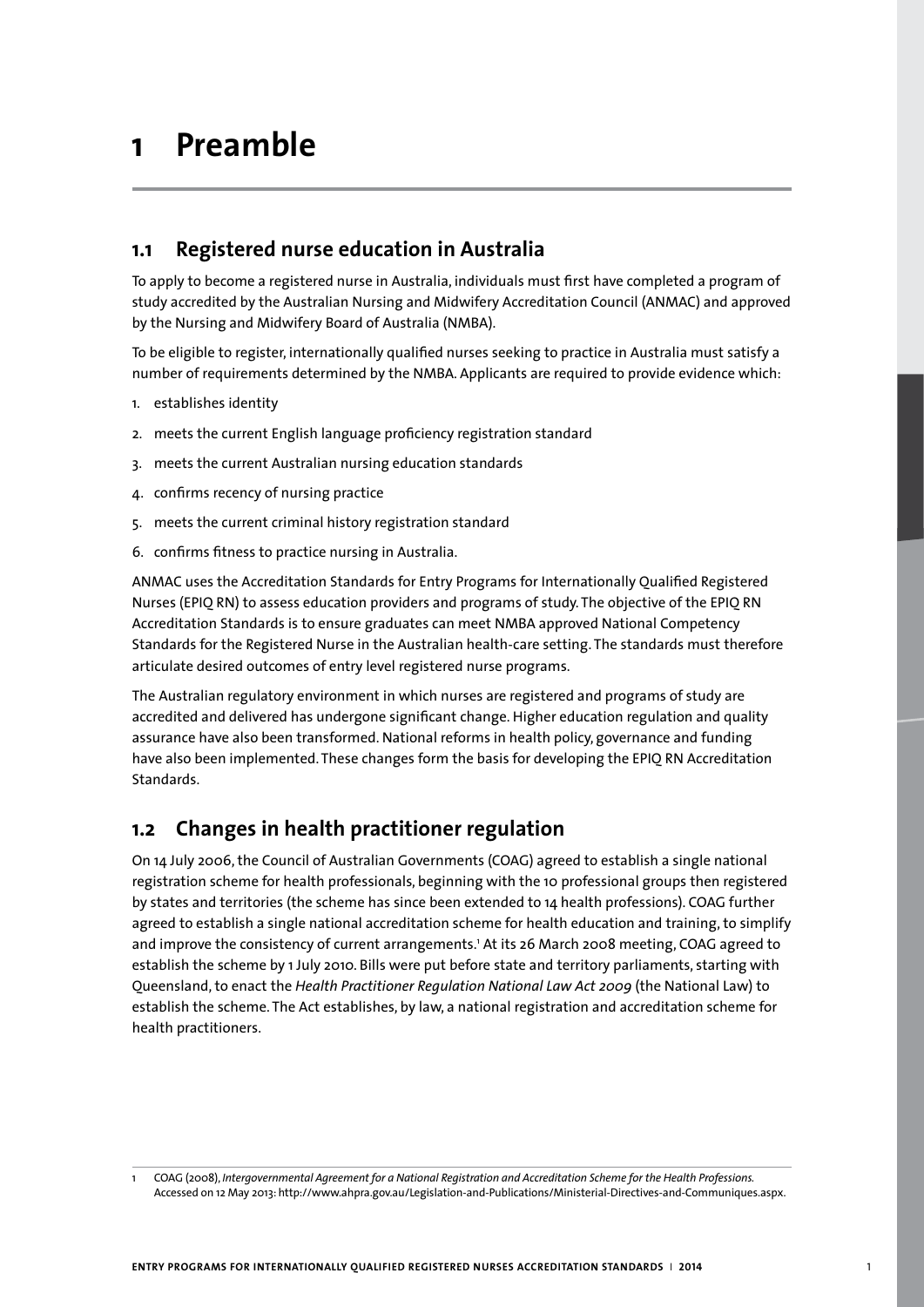# 1 Preamble

## 1.1 Registered nurse education in Australia

To apply to become a registered nurse in Australia, individuals must first have completed a program of study accredited by the Australian Nursing and Midwifery Accreditation Council (ANMAC) and approved by the Nursing and Midwifery Board of Australia (NMBA).

To be eligible to register, internationally qualified nurses seeking to practice in Australia must satisfy a number of requirements determined by the NMBA. Applicants are required to provide evidence which:

1. establishes identity
2. meets the current English language proficiency registration standard
3. meets the current Australian nursing education standards
4. confirms recency of nursing practice
5. meets the current criminal history registration standard
6. confirms fitness to practice nursing in Australia.

ANMAC uses the Accreditation Standards for Entry Programs for Internationally Qualified Registered Nurses (EPIQ RN) to assess education providers and programs of study. The objective of the EPIQ RN Accreditation Standards is to ensure graduates can meet NMBA approved National Competency Standards for the Registered Nurse in the Australian health-care setting. The standards must therefore articulate desired outcomes of entry level registered nurse programs.

The Australian regulatory environment in which nurses are registered and programs of study are accredited and delivered has undergone significant change. Higher education regulation and quality assurance have also been transformed. National reforms in health policy, governance and funding have also been implemented. These changes form the basis for developing the EPIQ RN Accreditation Standards.

## 1.2 Changes in health practitioner regulation

On 14 July 2006, the Council of Australian Governments (COAG) agreed to establish a single national registration scheme for health professionals, beginning with the 10 professional groups then registered by states and territories (the scheme has since been extended to 14 health professions). COAG further agreed to establish a single national accreditation scheme for health education and training, to simplify and improve the consistency of current arrangements.[1] At its 26 March 2008 meeting, COAG agreed to establish the scheme by 1 July 2010. Bills were put before state and territory parliaments, starting with Queensland, to enact the *Health Practitioner Regulation National Law Act 2009* (the National Law) to establish the scheme. The Act establishes, by law, a national registration and accreditation scheme for health practitioners.

---

1 COAG (2008), *Intergovernmental Agreement for a National Registration and Accreditation Scheme for the Health Professions.* Accessed on 12 May 2013: http://www.ahpra.gov.au/Legislation-and-Publications/Ministerial-Directives-and-Communiques.aspx.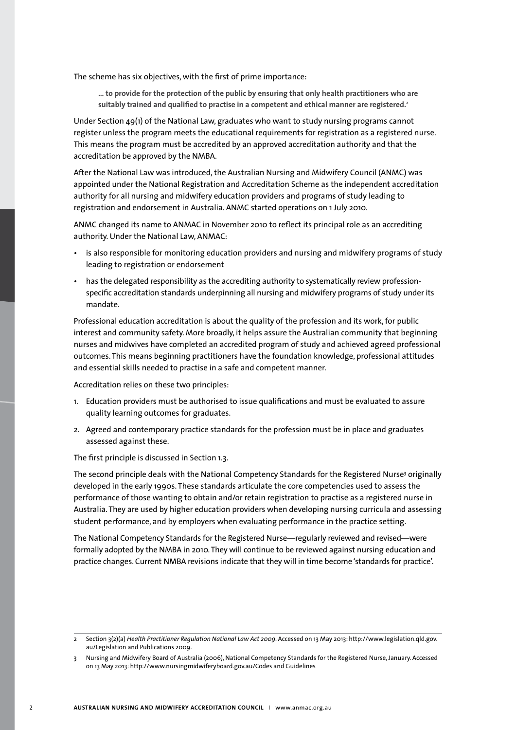The scheme has six objectives, with the first of prime importance:

> **... to provide for the protection of the public by ensuring that only health practitioners who are suitably trained and qualified to practise in a competent and ethical manner are registered.**[2]

Under Section 49(1) of the National Law, graduates who want to study nursing programs cannot register unless the program meets the educational requirements for registration as a registered nurse. This means the program must be accredited by an approved accreditation authority and that the accreditation be approved by the NMBA.

After the National Law was introduced, the Australian Nursing and Midwifery Council (ANMC) was appointed under the National Registration and Accreditation Scheme as the independent accreditation authority for all nursing and midwifery education providers and programs of study leading to registration and endorsement in Australia. ANMC started operations on 1 July 2010.

ANMC changed its name to ANMAC in November 2010 to reflect its principal role as an accrediting authority. Under the National Law, ANMAC:

- is also responsible for monitoring education providers and nursing and midwifery programs of study leading to registration or endorsement
- has the delegated responsibility as the accrediting authority to systematically review profession-specific accreditation standards underpinning all nursing and midwifery programs of study under its mandate.

Professional education accreditation is about the quality of the profession and its work, for public interest and community safety. More broadly, it helps assure the Australian community that beginning nurses and midwives have completed an accredited program of study and achieved agreed professional outcomes. This means beginning practitioners have the foundation knowledge, professional attitudes and essential skills needed to practise in a safe and competent manner.

Accreditation relies on these two principles:

1. Education providers must be authorised to issue qualifications and must be evaluated to assure quality learning outcomes for graduates.
2. Agreed and contemporary practice standards for the profession must be in place and graduates assessed against these.

The first principle is discussed in Section 1.3.

The second principle deals with the National Competency Standards for the Registered Nurse[3] originally developed in the early 1990s. These standards articulate the core competencies used to assess the performance of those wanting to obtain and/or retain registration to practise as a registered nurse in Australia. They are used by higher education providers when developing nursing curricula and assessing student performance, and by employers when evaluating performance in the practice setting.

The National Competency Standards for the Registered Nurse—regularly reviewed and revised—were formally adopted by the NMBA in 2010. They will continue to be reviewed against nursing education and practice changes. Current NMBA revisions indicate that they will in time become 'standards for practice'.

---

2 Section 3(2)(a) *Health Practitioner Regulation National Law Act 2009*. Accessed on 13 May 2013: http://www.legislation.qld.gov.au/Legislation and Publications 2009.

3 Nursing and Midwifery Board of Australia (2006), National Competency Standards for the Registered Nurse, January. Accessed on 13 May 2013: http://www.nursingmidwiferyboard.gov.au/Codes and Guidelines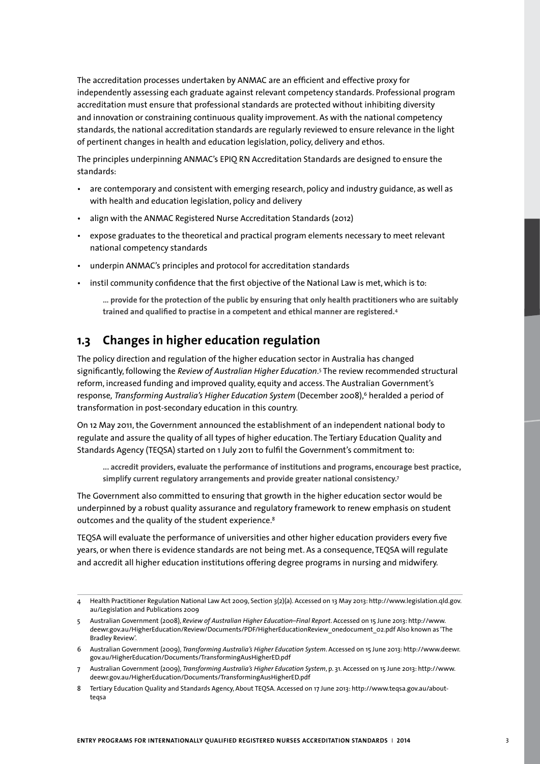The accreditation processes undertaken by ANMAC are an efficient and effective proxy for independently assessing each graduate against relevant competency standards. Professional program accreditation must ensure that professional standards are protected without inhibiting diversity and innovation or constraining continuous quality improvement. As with the national competency standards, the national accreditation standards are regularly reviewed to ensure relevance in the light of pertinent changes in health and education legislation, policy, delivery and ethos.

The principles underpinning ANMAC's EPIQ RN Accreditation Standards are designed to ensure the standards:

- are contemporary and consistent with emerging research, policy and industry guidance, as well as with health and education legislation, policy and delivery
- align with the ANMAC Registered Nurse Accreditation Standards (2012)
- expose graduates to the theoretical and practical program elements necessary to meet relevant national competency standards
- underpin ANMAC's principles and protocol for accreditation standards
- instil community confidence that the first objective of the National Law is met, which is to:

  **... provide for the protection of the public by ensuring that only health practitioners who are suitably trained and qualified to practise in a competent and ethical manner are registered.**[4]

## 1.3 Changes in higher education regulation

The policy direction and regulation of the higher education sector in Australia has changed significantly, following the *Review of Australian Higher Education*.[5] The review recommended structural reform, increased funding and improved quality, equity and access. The Australian Government's response, *Transforming Australia's Higher Education System* (December 2008),[6] heralded a period of transformation in post-secondary education in this country.

On 12 May 2011, the Government announced the establishment of an independent national body to regulate and assure the quality of all types of higher education. The Tertiary Education Quality and Standards Agency (TEQSA) started on 1 July 2011 to fulfil the Government's commitment to:

> **... accredit providers, evaluate the performance of institutions and programs, encourage best practice, simplify current regulatory arrangements and provide greater national consistency.**[7]

The Government also committed to ensuring that growth in the higher education sector would be underpinned by a robust quality assurance and regulatory framework to renew emphasis on student outcomes and the quality of the student experience.[8]

TEQSA will evaluate the performance of universities and other higher education providers every five years, or when there is evidence standards are not being met. As a consequence, TEQSA will regulate and accredit all higher education institutions offering degree programs in nursing and midwifery.

---

4 Health Practitioner Regulation National Law Act 2009, Section 3(2)(a). Accessed on 13 May 2013: http://www.legislation.qld.gov.au/Legislation and Publications 2009

5 Australian Government (2008), *Review of Australian Higher Education–Final Report*. Accessed on 15 June 2013: http://www.deewr.gov.au/HigherEducation/Review/Documents/PDF/HigherEducationReview_onedocument_02.pdf Also known as 'The Bradley Review'.

6 Australian Government (2009), *Transforming Australia's Higher Education System*. Accessed on 15 June 2013: http://www.deewr.gov.au/HigherEducation/Documents/TransformingAusHigherED.pdf

7 Australian Government (2009), *Transforming Australia's Higher Education System*, p. 31. Accessed on 15 June 2013: http://www.deewr.gov.au/HigherEducation/Documents/TransformingAusHigherED.pdf

8 Tertiary Education Quality and Standards Agency, About TEQSA. Accessed on 17 June 2013: http://www.teqsa.gov.au/about-teqsa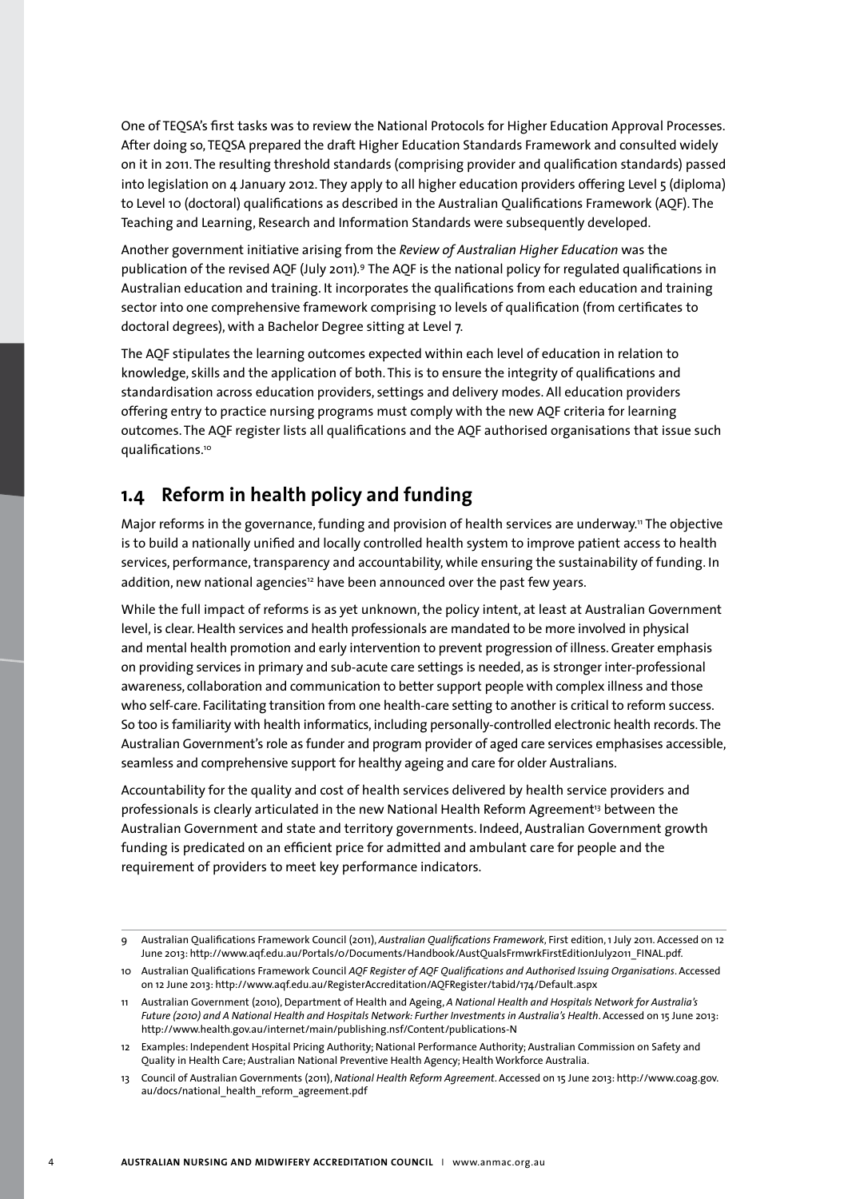One of TEQSA's first tasks was to review the National Protocols for Higher Education Approval Processes. After doing so, TEQSA prepared the draft Higher Education Standards Framework and consulted widely on it in 2011. The resulting threshold standards (comprising provider and qualification standards) passed into legislation on 4 January 2012. They apply to all higher education providers offering Level 5 (diploma) to Level 10 (doctoral) qualifications as described in the Australian Qualifications Framework (AQF). The Teaching and Learning, Research and Information Standards were subsequently developed.

Another government initiative arising from the *Review of Australian Higher Education* was the publication of the revised AQF (July 2011).[9] The AQF is the national policy for regulated qualifications in Australian education and training. It incorporates the qualifications from each education and training sector into one comprehensive framework comprising 10 levels of qualification (from certificates to doctoral degrees), with a Bachelor Degree sitting at Level 7.

The AQF stipulates the learning outcomes expected within each level of education in relation to knowledge, skills and the application of both. This is to ensure the integrity of qualifications and standardisation across education providers, settings and delivery modes. All education providers offering entry to practice nursing programs must comply with the new AQF criteria for learning outcomes. The AQF register lists all qualifications and the AQF authorised organisations that issue such qualifications.[10]

## 1.4 Reform in health policy and funding

Major reforms in the governance, funding and provision of health services are underway.[11] The objective is to build a nationally unified and locally controlled health system to improve patient access to health services, performance, transparency and accountability, while ensuring the sustainability of funding. In addition, new national agencies[12] have been announced over the past few years.

While the full impact of reforms is as yet unknown, the policy intent, at least at Australian Government level, is clear. Health services and health professionals are mandated to be more involved in physical and mental health promotion and early intervention to prevent progression of illness. Greater emphasis on providing services in primary and sub-acute care settings is needed, as is stronger inter-professional awareness, collaboration and communication to better support people with complex illness and those who self-care. Facilitating transition from one health-care setting to another is critical to reform success. So too is familiarity with health informatics, including personally-controlled electronic health records. The Australian Government's role as funder and program provider of aged care services emphasises accessible, seamless and comprehensive support for healthy ageing and care for older Australians.

Accountability for the quality and cost of health services delivered by health service providers and professionals is clearly articulated in the new National Health Reform Agreement[13] between the Australian Government and state and territory governments. Indeed, Australian Government growth funding is predicated on an efficient price for admitted and ambulant care for people and the requirement of providers to meet key performance indicators.

---

9 Australian Qualifications Framework Council (2011), *Australian Qualifications Framework*, First edition, 1 July 2011. Accessed on 12 June 2013: http://www.aqf.edu.au/Portals/0/Documents/Handbook/AustQualsFrmwrkFirstEditionJuly2011_FINAL.pdf.

10 Australian Qualifications Framework Council *AQF Register of AQF Qualifications and Authorised Issuing Organisations*. Accessed on 12 June 2013: http://www.aqf.edu.au/RegisterAccreditation/AQFRegister/tabid/174/Default.aspx

11 Australian Government (2010), Department of Health and Ageing, *A National Health and Hospitals Network for Australia's Future (2010) and A National Health and Hospitals Network: Further Investments in Australia's Health*. Accessed on 15 June 2013: http://www.health.gov.au/internet/main/publishing.nsf/Content/publications-N

12 Examples: Independent Hospital Pricing Authority; National Performance Authority; Australian Commission on Safety and Quality in Health Care; Australian National Preventive Health Agency; Health Workforce Australia.

13 Council of Australian Governments (2011), *National Health Reform Agreement*. Accessed on 15 June 2013: http://www.coag.gov.au/docs/national_health_reform_agreement.pdf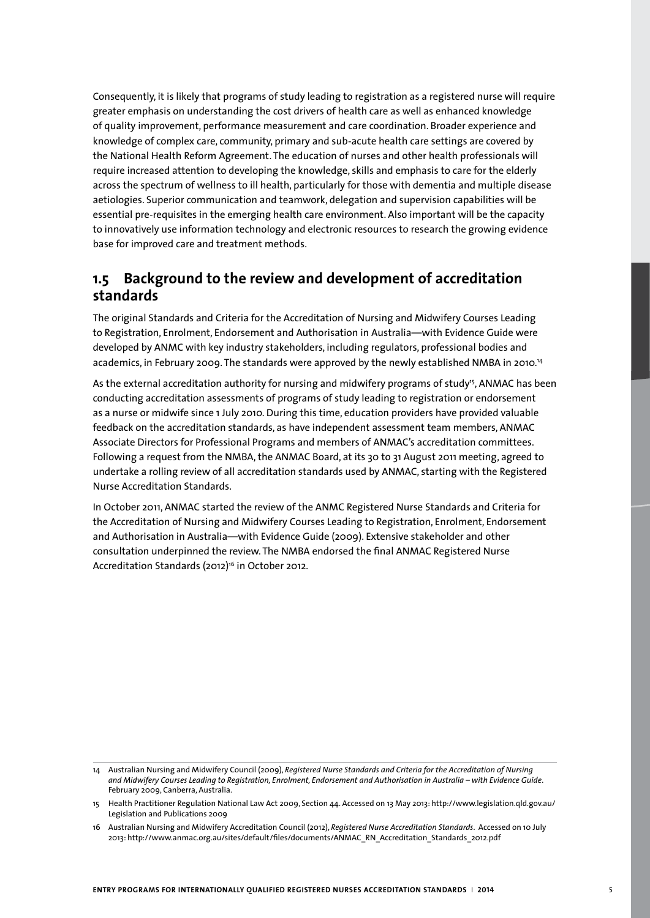Consequently, it is likely that programs of study leading to registration as a registered nurse will require greater emphasis on understanding the cost drivers of health care as well as enhanced knowledge of quality improvement, performance measurement and care coordination. Broader experience and knowledge of complex care, community, primary and sub-acute health care settings are covered by the National Health Reform Agreement. The education of nurses and other health professionals will require increased attention to developing the knowledge, skills and emphasis to care for the elderly across the spectrum of wellness to ill health, particularly for those with dementia and multiple disease aetiologies. Superior communication and teamwork, delegation and supervision capabilities will be essential pre-requisites in the emerging health care environment. Also important will be the capacity to innovatively use information technology and electronic resources to research the growing evidence base for improved care and treatment methods.

## 1.5 Background to the review and development of accreditation standards

The original Standards and Criteria for the Accreditation of Nursing and Midwifery Courses Leading to Registration, Enrolment, Endorsement and Authorisation in Australia—with Evidence Guide were developed by ANMC with key industry stakeholders, including regulators, professional bodies and academics, in February 2009. The standards were approved by the newly established NMBA in 2010.[14]

As the external accreditation authority for nursing and midwifery programs of study[15], ANMAC has been conducting accreditation assessments of programs of study leading to registration or endorsement as a nurse or midwife since 1 July 2010. During this time, education providers have provided valuable feedback on the accreditation standards, as have independent assessment team members, ANMAC Associate Directors for Professional Programs and members of ANMAC's accreditation committees. Following a request from the NMBA, the ANMAC Board, at its 30 to 31 August 2011 meeting, agreed to undertake a rolling review of all accreditation standards used by ANMAC, starting with the Registered Nurse Accreditation Standards.

In October 2011, ANMAC started the review of the ANMC Registered Nurse Standards and Criteria for the Accreditation of Nursing and Midwifery Courses Leading to Registration, Enrolment, Endorsement and Authorisation in Australia—with Evidence Guide (2009). Extensive stakeholder and other consultation underpinned the review. The NMBA endorsed the final ANMAC Registered Nurse Accreditation Standards (2012)[16] in October 2012.

---

14 Australian Nursing and Midwifery Council (2009), *Registered Nurse Standards and Criteria for the Accreditation of Nursing and Midwifery Courses Leading to Registration, Enrolment, Endorsement and Authorisation in Australia – with Evidence Guide*. February 2009, Canberra, Australia.

15 Health Practitioner Regulation National Law Act 2009, Section 44. Accessed on 13 May 2013: http://www.legislation.qld.gov.au/Legislation and Publications 2009

16 Australian Nursing and Midwifery Accreditation Council (2012), *Registered Nurse Accreditation Standards*. Accessed on 10 July 2013: http://www.anmac.org.au/sites/default/files/documents/ANMAC_RN_Accreditation_Standards_2012.pdf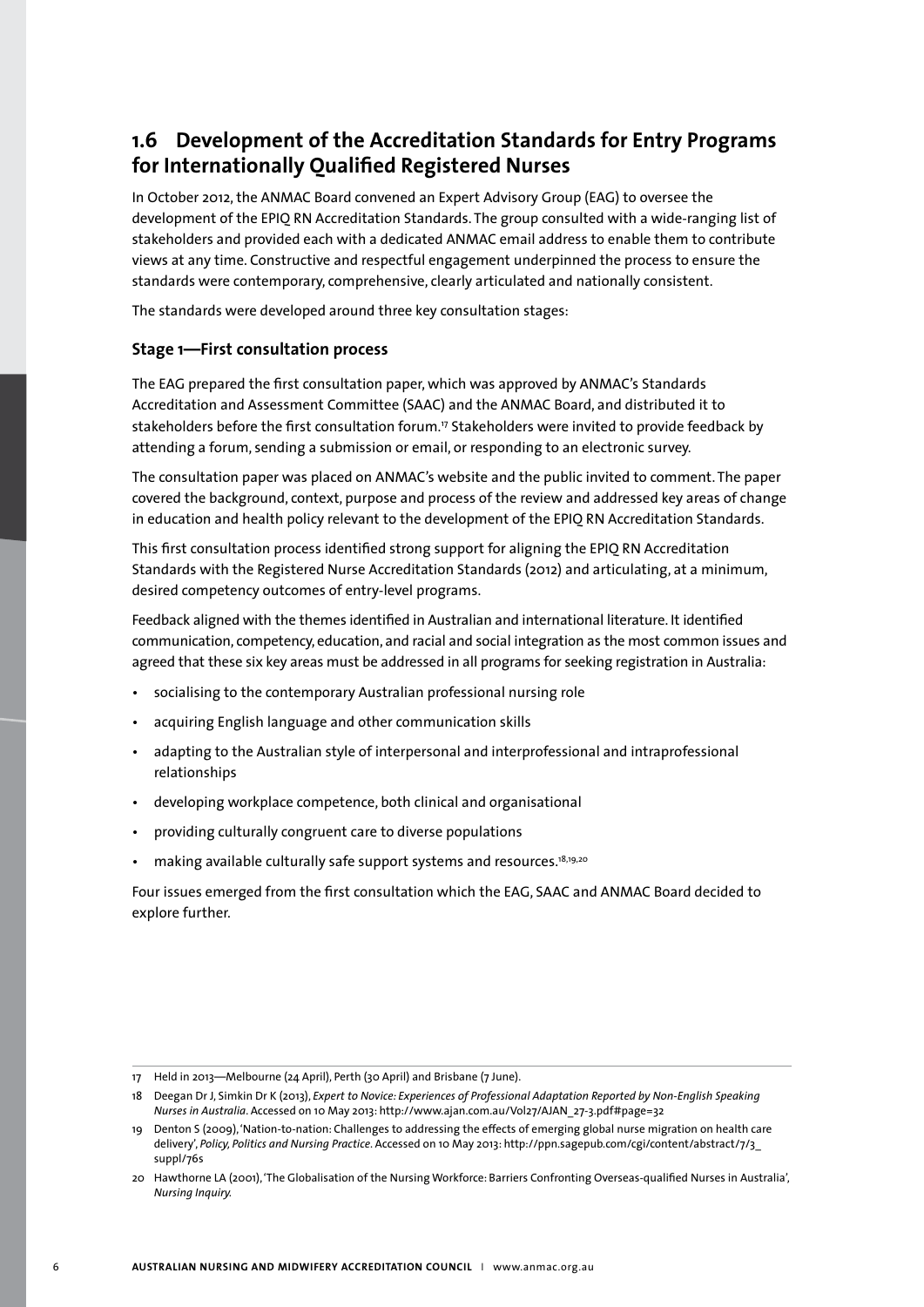## 1.6 Development of the Accreditation Standards for Entry Programs for Internationally Qualified Registered Nurses

In October 2012, the ANMAC Board convened an Expert Advisory Group (EAG) to oversee the development of the EPIQ RN Accreditation Standards. The group consulted with a wide-ranging list of stakeholders and provided each with a dedicated ANMAC email address to enable them to contribute views at any time. Constructive and respectful engagement underpinned the process to ensure the standards were contemporary, comprehensive, clearly articulated and nationally consistent.

The standards were developed around three key consultation stages:

### Stage 1—First consultation process

The EAG prepared the first consultation paper, which was approved by ANMAC's Standards Accreditation and Assessment Committee (SAAC) and the ANMAC Board, and distributed it to stakeholders before the first consultation forum.[17] Stakeholders were invited to provide feedback by attending a forum, sending a submission or email, or responding to an electronic survey.

The consultation paper was placed on ANMAC's website and the public invited to comment. The paper covered the background, context, purpose and process of the review and addressed key areas of change in education and health policy relevant to the development of the EPIQ RN Accreditation Standards.

This first consultation process identified strong support for aligning the EPIQ RN Accreditation Standards with the Registered Nurse Accreditation Standards (2012) and articulating, at a minimum, desired competency outcomes of entry-level programs.

Feedback aligned with the themes identified in Australian and international literature. It identified communication, competency, education, and racial and social integration as the most common issues and agreed that these six key areas must be addressed in all programs for seeking registration in Australia:

- socialising to the contemporary Australian professional nursing role
- acquiring English language and other communication skills
- adapting to the Australian style of interpersonal and interprofessional and intraprofessional relationships
- developing workplace competence, both clinical and organisational
- providing culturally congruent care to diverse populations
- making available culturally safe support systems and resources.[18,19,20]

Four issues emerged from the first consultation which the EAG, SAAC and ANMAC Board decided to explore further.

---

17 Held in 2013—Melbourne (24 April), Perth (30 April) and Brisbane (7 June).

18 Deegan Dr J, Simkin Dr K (2013), *Expert to Novice: Experiences of Professional Adaptation Reported by Non-English Speaking Nurses in Australia*. Accessed on 10 May 2013: http://www.ajan.com.au/Vol27/AJAN_27-3.pdf#page=32

19 Denton S (2009), 'Nation-to-nation: Challenges to addressing the effects of emerging global nurse migration on health care delivery', *Policy, Politics and Nursing Practice*. Accessed on 10 May 2013: http://ppn.sagepub.com/cgi/content/abstract/7/3_suppl/76s

20 Hawthorne LA (2001), 'The Globalisation of the Nursing Workforce: Barriers Confronting Overseas-qualified Nurses in Australia', *Nursing Inquiry.*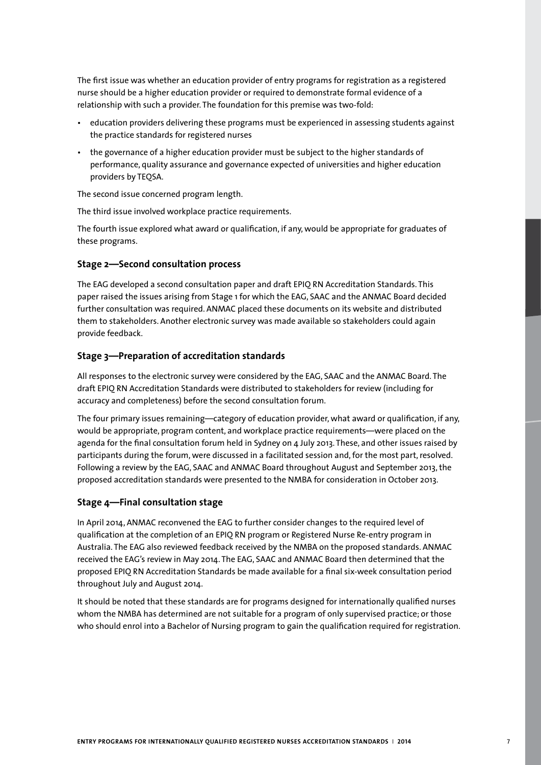The first issue was whether an education provider of entry programs for registration as a registered nurse should be a higher education provider or required to demonstrate formal evidence of a relationship with such a provider. The foundation for this premise was two-fold:

- education providers delivering these programs must be experienced in assessing students against the practice standards for registered nurses
- the governance of a higher education provider must be subject to the higher standards of performance, quality assurance and governance expected of universities and higher education providers by TEQSA.

The second issue concerned program length.

The third issue involved workplace practice requirements.

The fourth issue explored what award or qualification, if any, would be appropriate for graduates of these programs.

### Stage 2—Second consultation process

The EAG developed a second consultation paper and draft EPIQ RN Accreditation Standards. This paper raised the issues arising from Stage 1 for which the EAG, SAAC and the ANMAC Board decided further consultation was required. ANMAC placed these documents on its website and distributed them to stakeholders. Another electronic survey was made available so stakeholders could again provide feedback.

### Stage 3—Preparation of accreditation standards

All responses to the electronic survey were considered by the EAG, SAAC and the ANMAC Board. The draft EPIQ RN Accreditation Standards were distributed to stakeholders for review (including for accuracy and completeness) before the second consultation forum.

The four primary issues remaining—category of education provider, what award or qualification, if any, would be appropriate, program content, and workplace practice requirements—were placed on the agenda for the final consultation forum held in Sydney on 4 July 2013. These, and other issues raised by participants during the forum, were discussed in a facilitated session and, for the most part, resolved. Following a review by the EAG, SAAC and ANMAC Board throughout August and September 2013, the proposed accreditation standards were presented to the NMBA for consideration in October 2013.

### Stage 4—Final consultation stage

In April 2014, ANMAC reconvened the EAG to further consider changes to the required level of qualification at the completion of an EPIQ RN program or Registered Nurse Re-entry program in Australia. The EAG also reviewed feedback received by the NMBA on the proposed standards. ANMAC received the EAG's review in May 2014. The EAG, SAAC and ANMAC Board then determined that the proposed EPIQ RN Accreditation Standards be made available for a final six-week consultation period throughout July and August 2014.

It should be noted that these standards are for programs designed for internationally qualified nurses whom the NMBA has determined are not suitable for a program of only supervised practice; or those who should enrol into a Bachelor of Nursing program to gain the qualification required for registration.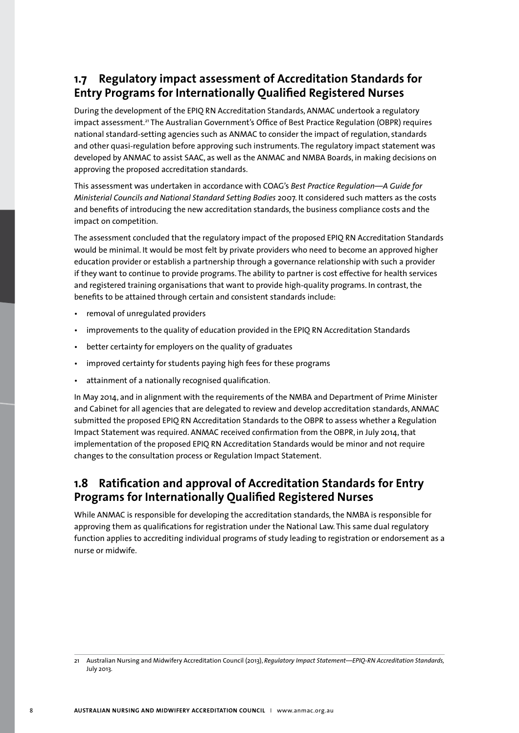## 1.7 Regulatory impact assessment of Accreditation Standards for Entry Programs for Internationally Qualified Registered Nurses

During the development of the EPIQ RN Accreditation Standards, ANMAC undertook a regulatory impact assessment.[21] The Australian Government's Office of Best Practice Regulation (OBPR) requires national standard-setting agencies such as ANMAC to consider the impact of regulation, standards and other quasi-regulation before approving such instruments. The regulatory impact statement was developed by ANMAC to assist SAAC, as well as the ANMAC and NMBA Boards, in making decisions on approving the proposed accreditation standards.

This assessment was undertaken in accordance with COAG's *Best Practice Regulation—A Guide for Ministerial Councils and National Standard Setting Bodies* 2007. It considered such matters as the costs and benefits of introducing the new accreditation standards, the business compliance costs and the impact on competition.

The assessment concluded that the regulatory impact of the proposed EPIQ RN Accreditation Standards would be minimal. It would be most felt by private providers who need to become an approved higher education provider or establish a partnership through a governance relationship with such a provider if they want to continue to provide programs. The ability to partner is cost effective for health services and registered training organisations that want to provide high-quality programs. In contrast, the benefits to be attained through certain and consistent standards include:

- removal of unregulated providers
- improvements to the quality of education provided in the EPIQ RN Accreditation Standards
- better certainty for employers on the quality of graduates
- improved certainty for students paying high fees for these programs
- attainment of a nationally recognised qualification.

In May 2014, and in alignment with the requirements of the NMBA and Department of Prime Minister and Cabinet for all agencies that are delegated to review and develop accreditation standards, ANMAC submitted the proposed EPIQ RN Accreditation Standards to the OBPR to assess whether a Regulation Impact Statement was required. ANMAC received confirmation from the OBPR, in July 2014, that implementation of the proposed EPIQ RN Accreditation Standards would be minor and not require changes to the consultation process or Regulation Impact Statement.

## 1.8 Ratification and approval of Accreditation Standards for Entry Programs for Internationally Qualified Registered Nurses

While ANMAC is responsible for developing the accreditation standards, the NMBA is responsible for approving them as qualifications for registration under the National Law. This same dual regulatory function applies to accrediting individual programs of study leading to registration or endorsement as a nurse or midwife.

---

21 Australian Nursing and Midwifery Accreditation Council (2013), *Regulatory Impact Statement—EPIQ-RN Accreditation Standards*, July 2013.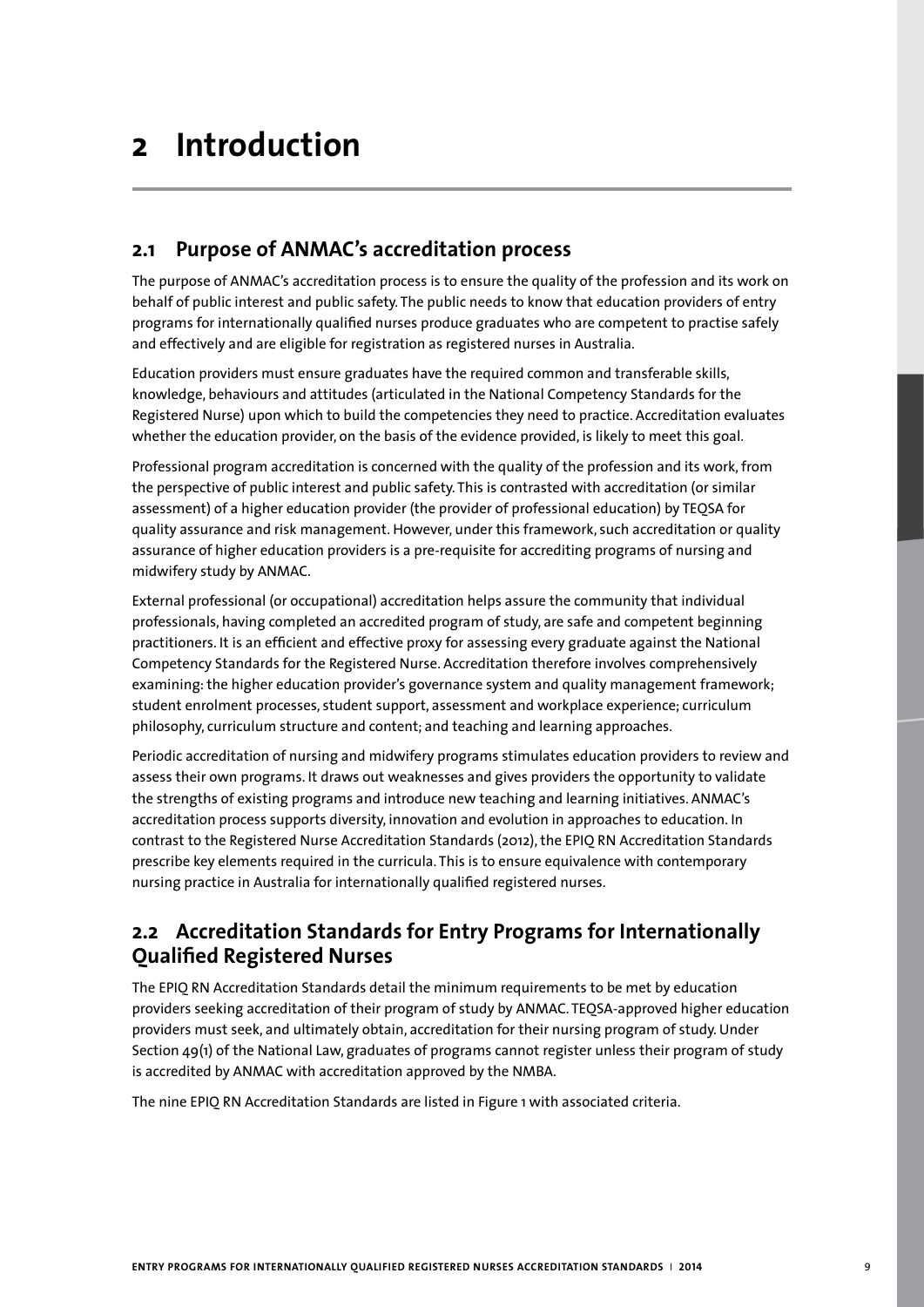# 2 Introduction

## 2.1 Purpose of ANMAC's accreditation process

The purpose of ANMAC's accreditation process is to ensure the quality of the profession and its work on behalf of public interest and public safety. The public needs to know that education providers of entry programs for internationally qualified nurses produce graduates who are competent to practise safely and effectively and are eligible for registration as registered nurses in Australia.

Education providers must ensure graduates have the required common and transferable skills, knowledge, behaviours and attitudes (articulated in the National Competency Standards for the Registered Nurse) upon which to build the competencies they need to practice. Accreditation evaluates whether the education provider, on the basis of the evidence provided, is likely to meet this goal.

Professional program accreditation is concerned with the quality of the profession and its work, from the perspective of public interest and public safety. This is contrasted with accreditation (or similar assessment) of a higher education provider (the provider of professional education) by TEQSA for quality assurance and risk management. However, under this framework, such accreditation or quality assurance of higher education providers is a pre-requisite for accrediting programs of nursing and midwifery study by ANMAC.

External professional (or occupational) accreditation helps assure the community that individual professionals, having completed an accredited program of study, are safe and competent beginning practitioners. It is an efficient and effective proxy for assessing every graduate against the National Competency Standards for the Registered Nurse. Accreditation therefore involves comprehensively examining: the higher education provider's governance system and quality management framework; student enrolment processes, student support, assessment and workplace experience; curriculum philosophy, curriculum structure and content; and teaching and learning approaches.

Periodic accreditation of nursing and midwifery programs stimulates education providers to review and assess their own programs. It draws out weaknesses and gives providers the opportunity to validate the strengths of existing programs and introduce new teaching and learning initiatives. ANMAC's accreditation process supports diversity, innovation and evolution in approaches to education. In contrast to the Registered Nurse Accreditation Standards (2012), the EPIQ RN Accreditation Standards prescribe key elements required in the curricula. This is to ensure equivalence with contemporary nursing practice in Australia for internationally qualified registered nurses.

## 2.2 Accreditation Standards for Entry Programs for Internationally Qualified Registered Nurses

The EPIQ RN Accreditation Standards detail the minimum requirements to be met by education providers seeking accreditation of their program of study by ANMAC. TEQSA-approved higher education providers must seek, and ultimately obtain, accreditation for their nursing program of study. Under Section 49(1) of the National Law, graduates of programs cannot register unless their program of study is accredited by ANMAC with accreditation approved by the NMBA.

The nine EPIQ RN Accreditation Standards are listed in Figure 1 with associated criteria.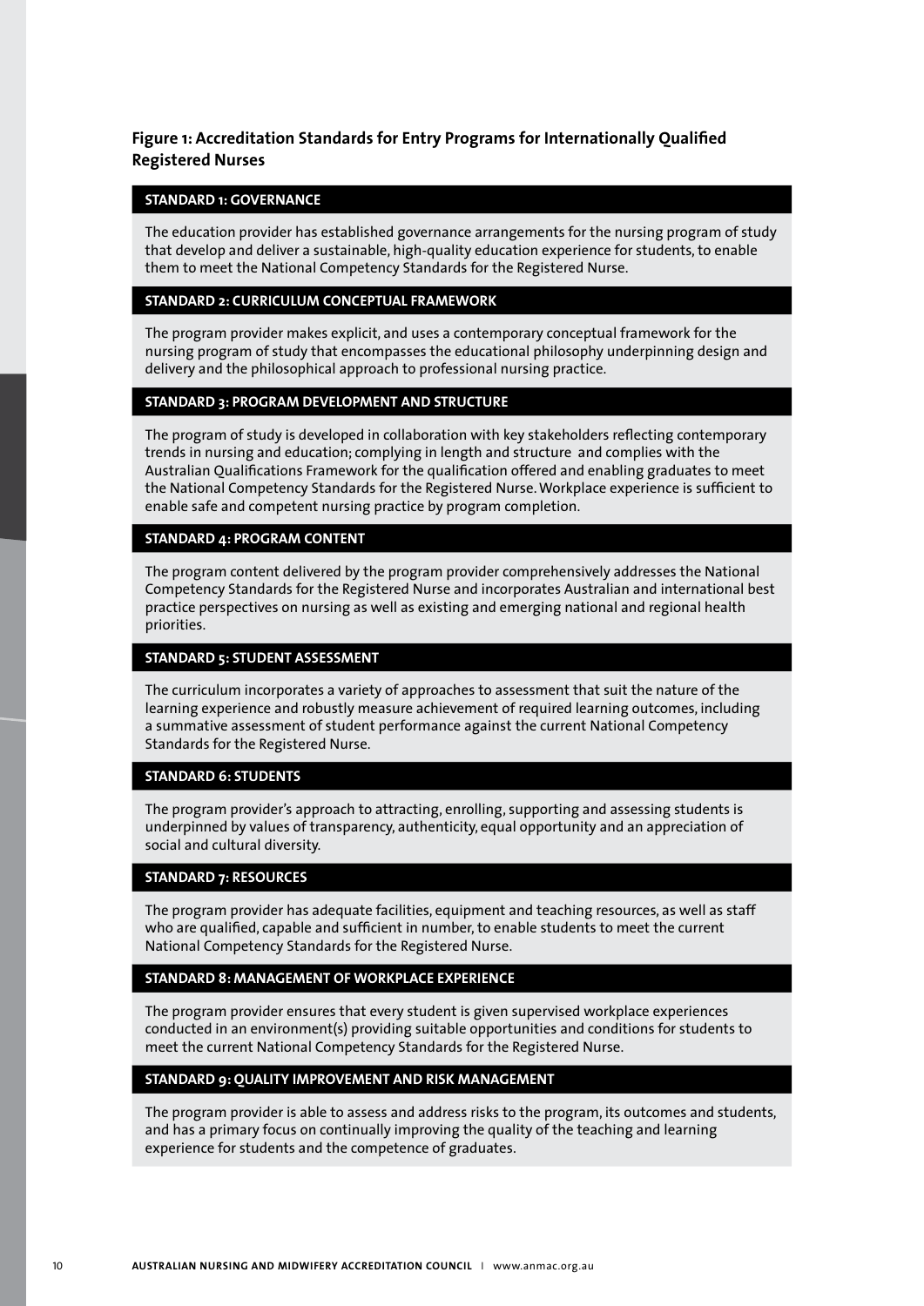**Figure 1: Accreditation Standards for Entry Programs for Internationally Qualified Registered Nurses**

### STANDARD 1: GOVERNANCE

The education provider has established governance arrangements for the nursing program of study that develop and deliver a sustainable, high-quality education experience for students, to enable them to meet the National Competency Standards for the Registered Nurse.

### STANDARD 2: CURRICULUM CONCEPTUAL FRAMEWORK

The program provider makes explicit, and uses a contemporary conceptual framework for the nursing program of study that encompasses the educational philosophy underpinning design and delivery and the philosophical approach to professional nursing practice.

### STANDARD 3: PROGRAM DEVELOPMENT AND STRUCTURE

The program of study is developed in collaboration with key stakeholders reflecting contemporary trends in nursing and education; complying in length and structure and complies with the Australian Qualifications Framework for the qualification offered and enabling graduates to meet the National Competency Standards for the Registered Nurse. Workplace experience is sufficient to enable safe and competent nursing practice by program completion.

### STANDARD 4: PROGRAM CONTENT

The program content delivered by the program provider comprehensively addresses the National Competency Standards for the Registered Nurse and incorporates Australian and international best practice perspectives on nursing as well as existing and emerging national and regional health priorities.

### STANDARD 5: STUDENT ASSESSMENT

The curriculum incorporates a variety of approaches to assessment that suit the nature of the learning experience and robustly measure achievement of required learning outcomes, including a summative assessment of student performance against the current National Competency Standards for the Registered Nurse.

### STANDARD 6: STUDENTS

The program provider's approach to attracting, enrolling, supporting and assessing students is underpinned by values of transparency, authenticity, equal opportunity and an appreciation of social and cultural diversity.

### STANDARD 7: RESOURCES

The program provider has adequate facilities, equipment and teaching resources, as well as staff who are qualified, capable and sufficient in number, to enable students to meet the current National Competency Standards for the Registered Nurse.

### STANDARD 8: MANAGEMENT OF WORKPLACE EXPERIENCE

The program provider ensures that every student is given supervised workplace experiences conducted in an environment(s) providing suitable opportunities and conditions for students to meet the current National Competency Standards for the Registered Nurse.

### STANDARD 9: QUALITY IMPROVEMENT AND RISK MANAGEMENT

The program provider is able to assess and address risks to the program, its outcomes and students, and has a primary focus on continually improving the quality of the teaching and learning experience for students and the competence of graduates.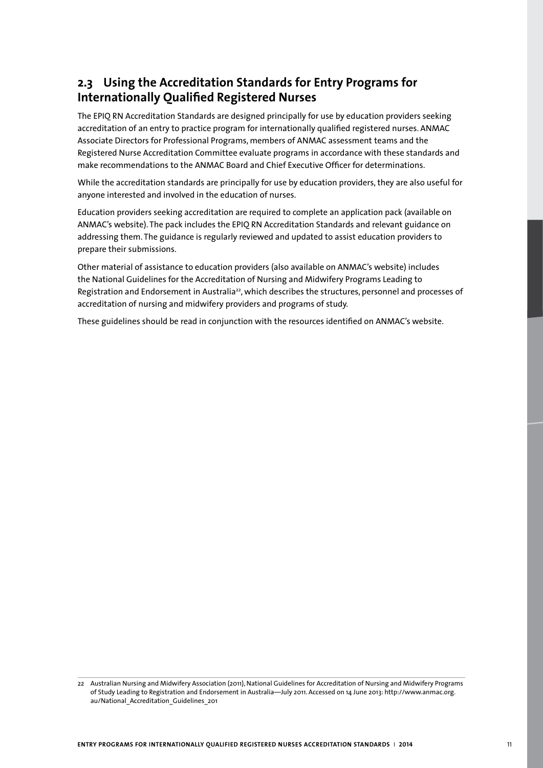## 2.3 Using the Accreditation Standards for Entry Programs for Internationally Qualified Registered Nurses

The EPIQ RN Accreditation Standards are designed principally for use by education providers seeking accreditation of an entry to practice program for internationally qualified registered nurses. ANMAC Associate Directors for Professional Programs, members of ANMAC assessment teams and the Registered Nurse Accreditation Committee evaluate programs in accordance with these standards and make recommendations to the ANMAC Board and Chief Executive Officer for determinations.

While the accreditation standards are principally for use by education providers, they are also useful for anyone interested and involved in the education of nurses.

Education providers seeking accreditation are required to complete an application pack (available on ANMAC's website). The pack includes the EPIQ RN Accreditation Standards and relevant guidance on addressing them. The guidance is regularly reviewed and updated to assist education providers to prepare their submissions.

Other material of assistance to education providers (also available on ANMAC's website) includes the National Guidelines for the Accreditation of Nursing and Midwifery Programs Leading to Registration and Endorsement in Australia[22], which describes the structures, personnel and processes of accreditation of nursing and midwifery providers and programs of study.

These guidelines should be read in conjunction with the resources identified on ANMAC's website.

---

22 Australian Nursing and Midwifery Association (2011), National Guidelines for Accreditation of Nursing and Midwifery Programs of Study Leading to Registration and Endorsement in Australia—July 2011. Accessed on 14 June 2013: http://www.anmac.org.au/National_Accreditation_Guidelines_201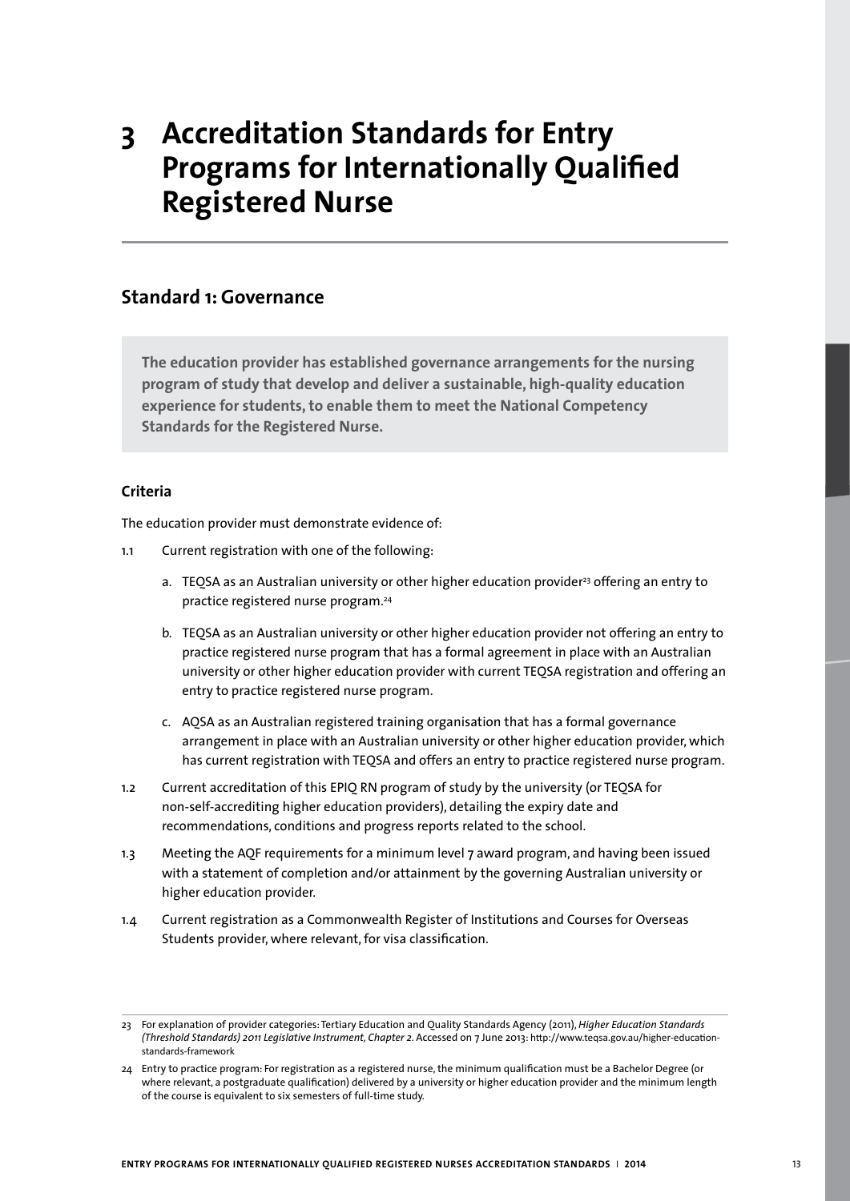# 3 Accreditation Standards for Entry Programs for Internationally Qualified Registered Nurse

## Standard 1: Governance

**The education provider has established governance arrangements for the nursing program of study that develop and deliver a sustainable, high-quality education experience for students, to enable them to meet the National Competency Standards for the Registered Nurse.**

### Criteria

The education provider must demonstrate evidence of:

1.1 Current registration with one of the following:

a. TEQSA as an Australian university or other higher education provider[23] offering an entry to practice registered nurse program.[24]

b. TEQSA as an Australian university or other higher education provider not offering an entry to practice registered nurse program that has a formal agreement in place with an Australian university or other higher education provider with current TEQSA registration and offering an entry to practice registered nurse program.

c. AQSA as an Australian registered training organisation that has a formal governance arrangement in place with an Australian university or other higher education provider, which has current registration with TEQSA and offers an entry to practice registered nurse program.

1.2 Current accreditation of this EPIQ RN program of study by the university (or TEQSA for non-self-accrediting higher education providers), detailing the expiry date and recommendations, conditions and progress reports related to the school.

1.3 Meeting the AQF requirements for a minimum level 7 award program, and having been issued with a statement of completion and/or attainment by the governing Australian university or higher education provider.

1.4 Current registration as a Commonwealth Register of Institutions and Courses for Overseas Students provider, where relevant, for visa classification.

---

23 For explanation of provider categories: Tertiary Education and Quality Standards Agency (2011), *Higher Education Standards (Threshold Standards) 2011 Legislative Instrument, Chapter 2*. Accessed on 7 June 2013: http://www.teqsa.gov.au/higher-education-standards-framework

24 Entry to practice program: For registration as a registered nurse, the minimum qualification must be a Bachelor Degree (or where relevant, a postgraduate qualification) delivered by a university or higher education provider and the minimum length of the course is equivalent to six semesters of full-time study.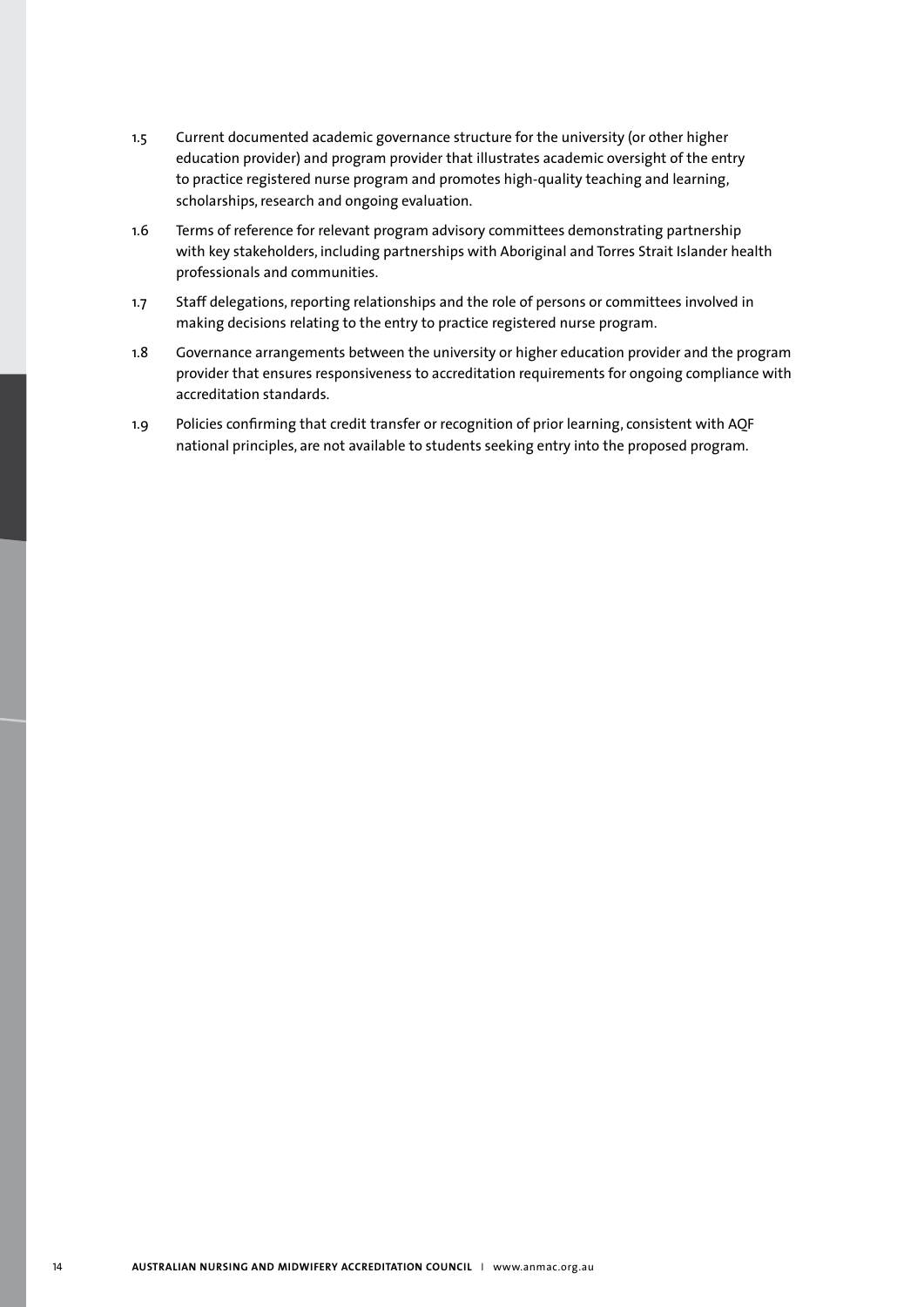1.5 Current documented academic governance structure for the university (or other higher education provider) and program provider that illustrates academic oversight of the entry to practice registered nurse program and promotes high-quality teaching and learning, scholarships, research and ongoing evaluation.

1.6 Terms of reference for relevant program advisory committees demonstrating partnership with key stakeholders, including partnerships with Aboriginal and Torres Strait Islander health professionals and communities.

1.7 Staff delegations, reporting relationships and the role of persons or committees involved in making decisions relating to the entry to practice registered nurse program.

1.8 Governance arrangements between the university or higher education provider and the program provider that ensures responsiveness to accreditation requirements for ongoing compliance with accreditation standards.

1.9 Policies confirming that credit transfer or recognition of prior learning, consistent with AQF national principles, are not available to students seeking entry into the proposed program.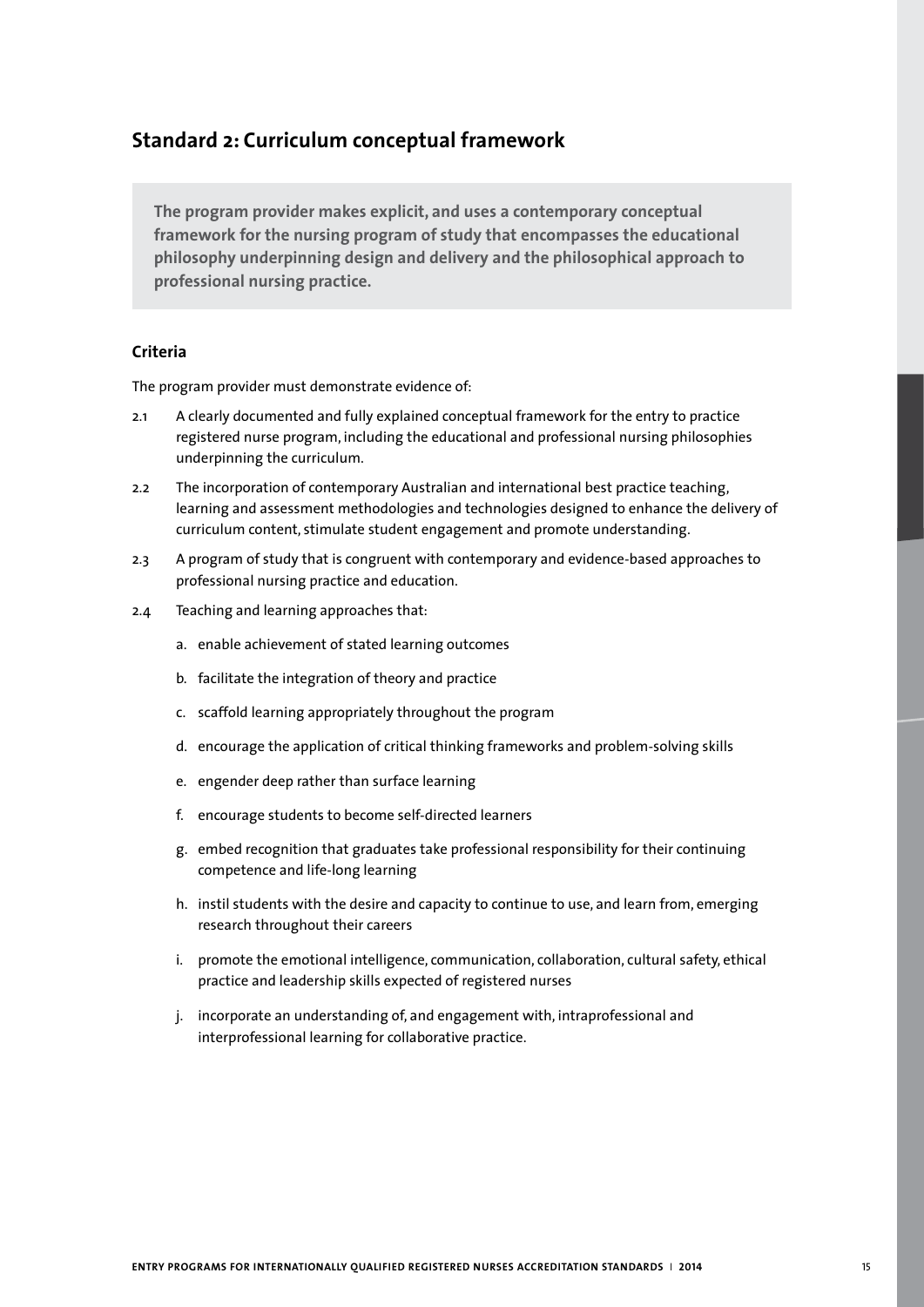## Standard 2: Curriculum conceptual framework

**The program provider makes explicit, and uses a contemporary conceptual framework for the nursing program of study that encompasses the educational philosophy underpinning design and delivery and the philosophical approach to professional nursing practice.**

### Criteria

The program provider must demonstrate evidence of:

2.1 A clearly documented and fully explained conceptual framework for the entry to practice registered nurse program, including the educational and professional nursing philosophies underpinning the curriculum.

2.2 The incorporation of contemporary Australian and international best practice teaching, learning and assessment methodologies and technologies designed to enhance the delivery of curriculum content, stimulate student engagement and promote understanding.

2.3 A program of study that is congruent with contemporary and evidence-based approaches to professional nursing practice and education.

2.4 Teaching and learning approaches that:

a. enable achievement of stated learning outcomes

b. facilitate the integration of theory and practice

c. scaffold learning appropriately throughout the program

d. encourage the application of critical thinking frameworks and problem-solving skills

e. engender deep rather than surface learning

f. encourage students to become self-directed learners

g. embed recognition that graduates take professional responsibility for their continuing competence and life-long learning

h. instil students with the desire and capacity to continue to use, and learn from, emerging research throughout their careers

i. promote the emotional intelligence, communication, collaboration, cultural safety, ethical practice and leadership skills expected of registered nurses

j. incorporate an understanding of, and engagement with, intraprofessional and interprofessional learning for collaborative practice.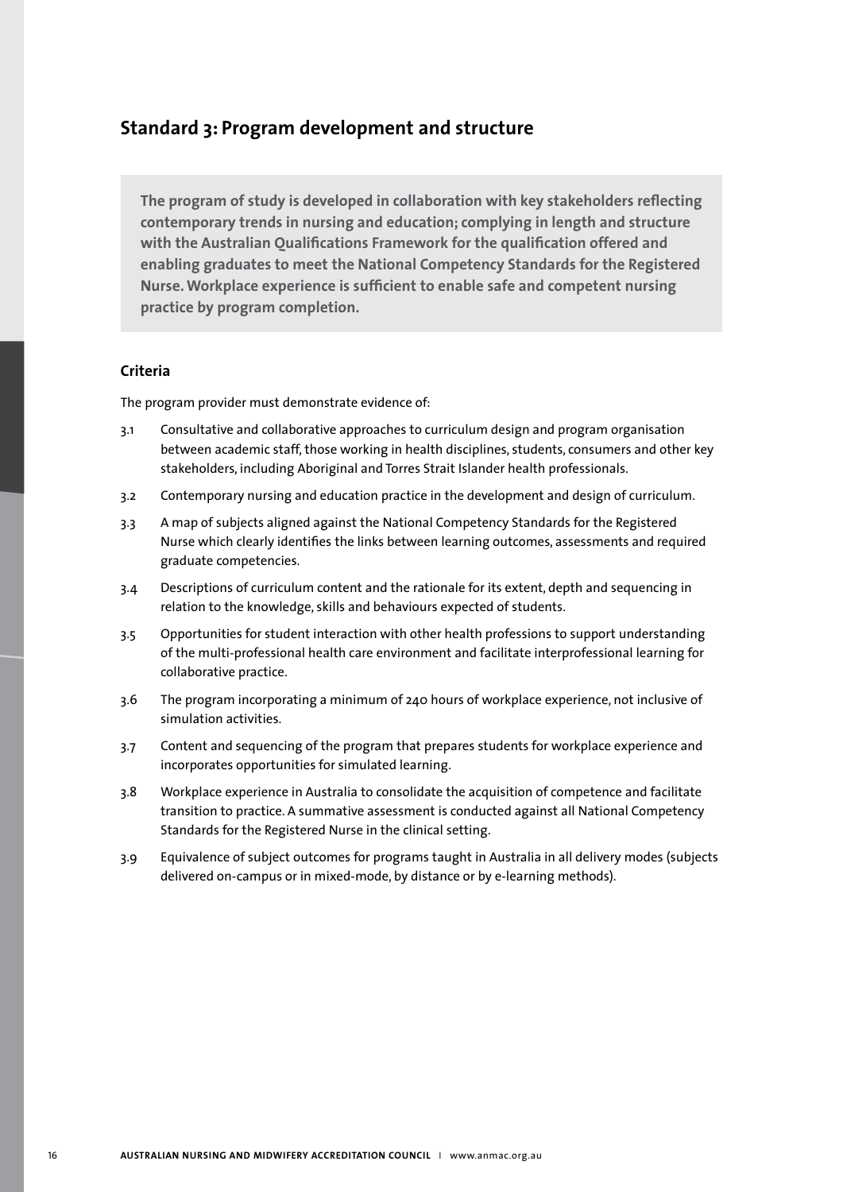## Standard 3: Program development and structure

**The program of study is developed in collaboration with key stakeholders reflecting contemporary trends in nursing and education; complying in length and structure with the Australian Qualifications Framework for the qualification offered and enabling graduates to meet the National Competency Standards for the Registered Nurse. Workplace experience is sufficient to enable safe and competent nursing practice by program completion.**

### Criteria

The program provider must demonstrate evidence of:

3.1 Consultative and collaborative approaches to curriculum design and program organisation between academic staff, those working in health disciplines, students, consumers and other key stakeholders, including Aboriginal and Torres Strait Islander health professionals.

3.2 Contemporary nursing and education practice in the development and design of curriculum.

3.3 A map of subjects aligned against the National Competency Standards for the Registered Nurse which clearly identifies the links between learning outcomes, assessments and required graduate competencies.

3.4 Descriptions of curriculum content and the rationale for its extent, depth and sequencing in relation to the knowledge, skills and behaviours expected of students.

3.5 Opportunities for student interaction with other health professions to support understanding of the multi-professional health care environment and facilitate interprofessional learning for collaborative practice.

3.6 The program incorporating a minimum of 240 hours of workplace experience, not inclusive of simulation activities.

3.7 Content and sequencing of the program that prepares students for workplace experience and incorporates opportunities for simulated learning.

3.8 Workplace experience in Australia to consolidate the acquisition of competence and facilitate transition to practice. A summative assessment is conducted against all National Competency Standards for the Registered Nurse in the clinical setting.

3.9 Equivalence of subject outcomes for programs taught in Australia in all delivery modes (subjects delivered on-campus or in mixed-mode, by distance or by e-learning methods).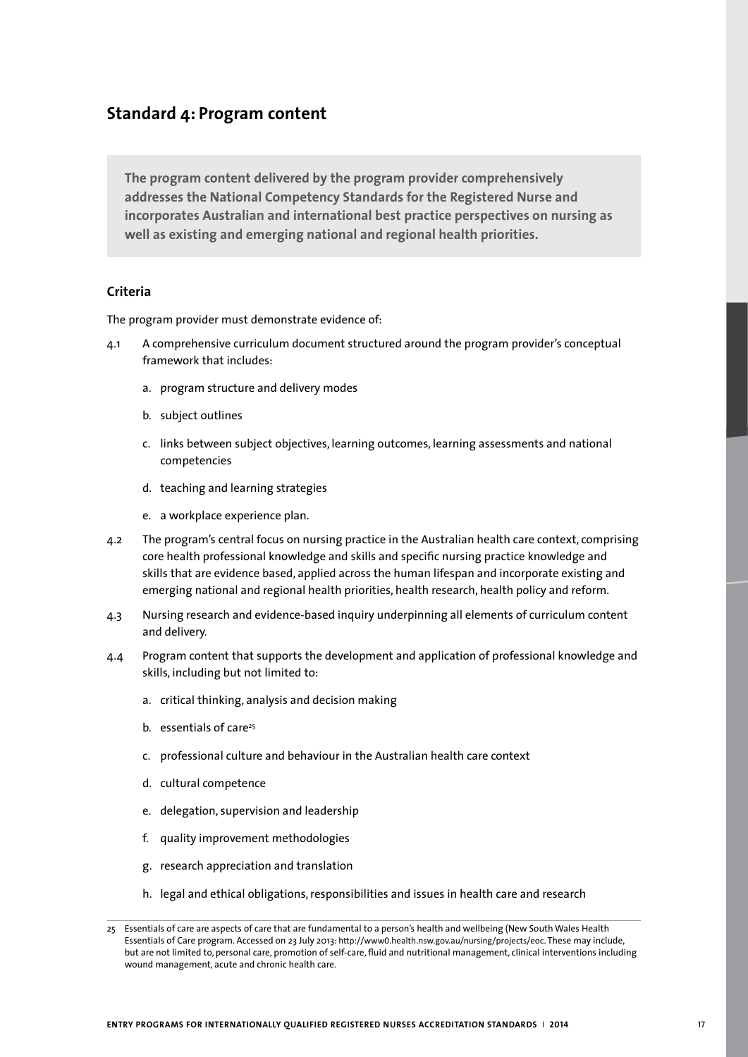## Standard 4: Program content

**The program content delivered by the program provider comprehensively addresses the National Competency Standards for the Registered Nurse and incorporates Australian and international best practice perspectives on nursing as well as existing and emerging national and regional health priorities.**

### Criteria

The program provider must demonstrate evidence of:

4.1 A comprehensive curriculum document structured around the program provider's conceptual framework that includes:

   a. program structure and delivery modes

   b. subject outlines

   c. links between subject objectives, learning outcomes, learning assessments and national competencies

   d. teaching and learning strategies

   e. a workplace experience plan.

4.2 The program's central focus on nursing practice in the Australian health care context, comprising core health professional knowledge and skills and specific nursing practice knowledge and skills that are evidence based, applied across the human lifespan and incorporate existing and emerging national and regional health priorities, health research, health policy and reform.

4.3 Nursing research and evidence-based inquiry underpinning all elements of curriculum content and delivery.

4.4 Program content that supports the development and application of professional knowledge and skills, including but not limited to:

   a. critical thinking, analysis and decision making

   b. essentials of care[25]

   c. professional culture and behaviour in the Australian health care context

   d. cultural competence

   e. delegation, supervision and leadership

   f. quality improvement methodologies

   g. research appreciation and translation

   h. legal and ethical obligations, responsibilities and issues in health care and research

---

25 Essentials of care are aspects of care that are fundamental to a person's health and wellbeing (New South Wales Health Essentials of Care program. Accessed on 23 July 2013: http://www0.health.nsw.gov.au/nursing/projects/eoc. These may include, but are not limited to, personal care, promotion of self-care, fluid and nutritional management, clinical interventions including wound management, acute and chronic health care.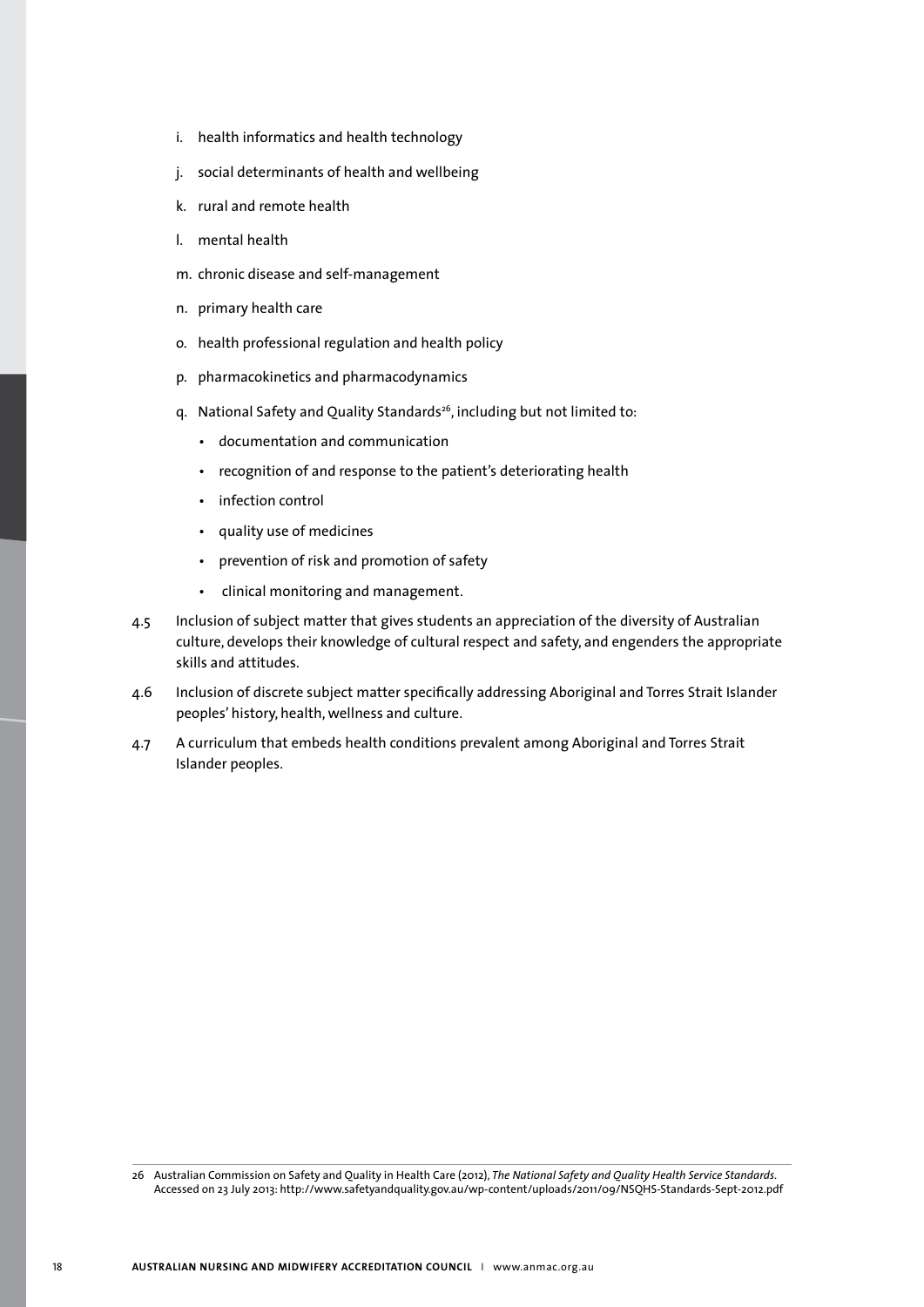i. health informatics and health technology

j. social determinants of health and wellbeing

k. rural and remote health

l. mental health

m. chronic disease and self-management

n. primary health care

o. health professional regulation and health policy

p. pharmacokinetics and pharmacodynamics

q. National Safety and Quality Standards[26], including but not limited to:

   - documentation and communication
   - recognition of and response to the patient's deteriorating health
   - infection control
   - quality use of medicines
   - prevention of risk and promotion of safety
   - clinical monitoring and management.

4.5 Inclusion of subject matter that gives students an appreciation of the diversity of Australian culture, develops their knowledge of cultural respect and safety, and engenders the appropriate skills and attitudes.

4.6 Inclusion of discrete subject matter specifically addressing Aboriginal and Torres Strait Islander peoples' history, health, wellness and culture.

4.7 A curriculum that embeds health conditions prevalent among Aboriginal and Torres Strait Islander peoples.

---

26 Australian Commission on Safety and Quality in Health Care (2012), *The National Safety and Quality Health Service Standards*. Accessed on 23 July 2013: http://www.safetyandquality.gov.au/wp-content/uploads/2011/09/NSQHS-Standards-Sept-2012.pdf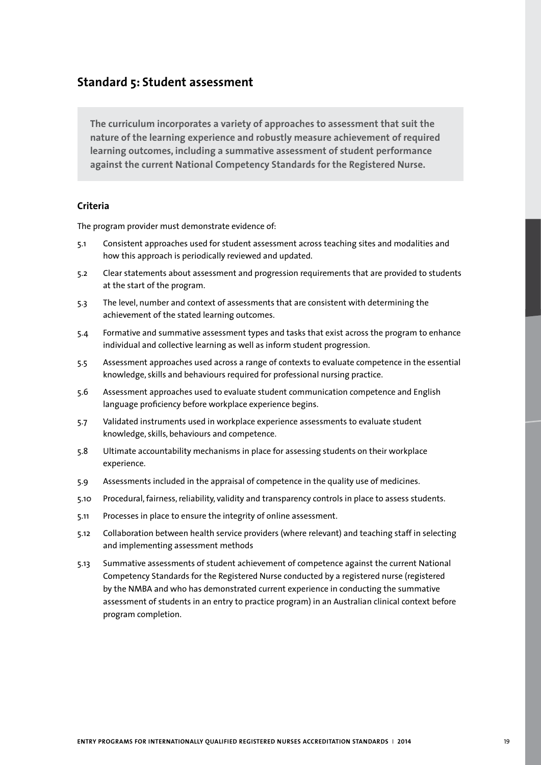## Standard 5: Student assessment

**The curriculum incorporates a variety of approaches to assessment that suit the nature of the learning experience and robustly measure achievement of required learning outcomes, including a summative assessment of student performance against the current National Competency Standards for the Registered Nurse.**

### Criteria

The program provider must demonstrate evidence of:

- 5.1 Consistent approaches used for student assessment across teaching sites and modalities and how this approach is periodically reviewed and updated.
- 5.2 Clear statements about assessment and progression requirements that are provided to students at the start of the program.
- 5.3 The level, number and context of assessments that are consistent with determining the achievement of the stated learning outcomes.
- 5.4 Formative and summative assessment types and tasks that exist across the program to enhance individual and collective learning as well as inform student progression.
- 5.5 Assessment approaches used across a range of contexts to evaluate competence in the essential knowledge, skills and behaviours required for professional nursing practice.
- 5.6 Assessment approaches used to evaluate student communication competence and English language proficiency before workplace experience begins.
- 5.7 Validated instruments used in workplace experience assessments to evaluate student knowledge, skills, behaviours and competence.
- 5.8 Ultimate accountability mechanisms in place for assessing students on their workplace experience.
- 5.9 Assessments included in the appraisal of competence in the quality use of medicines.
- 5.10 Procedural, fairness, reliability, validity and transparency controls in place to assess students.
- 5.11 Processes in place to ensure the integrity of online assessment.
- 5.12 Collaboration between health service providers (where relevant) and teaching staff in selecting and implementing assessment methods
- 5.13 Summative assessments of student achievement of competence against the current National Competency Standards for the Registered Nurse conducted by a registered nurse (registered by the NMBA and who has demonstrated current experience in conducting the summative assessment of students in an entry to practice program) in an Australian clinical context before program completion.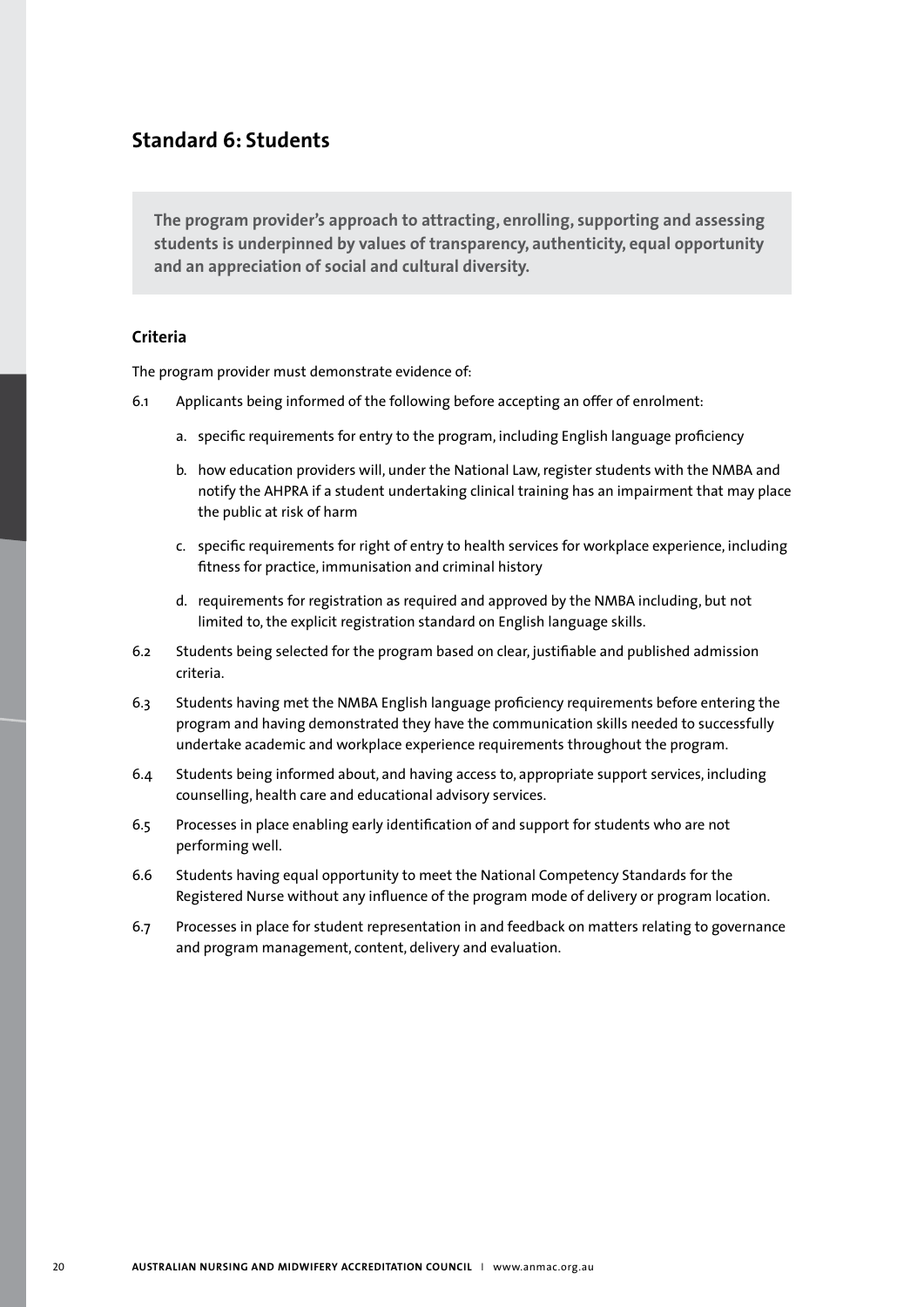## Standard 6: Students

**The program provider's approach to attracting, enrolling, supporting and assessing students is underpinned by values of transparency, authenticity, equal opportunity and an appreciation of social and cultural diversity.**

### Criteria

The program provider must demonstrate evidence of:

6.1 Applicants being informed of the following before accepting an offer of enrolment:

   a. specific requirements for entry to the program, including English language proficiency

   b. how education providers will, under the National Law, register students with the NMBA and notify the AHPRA if a student undertaking clinical training has an impairment that may place the public at risk of harm

   c. specific requirements for right of entry to health services for workplace experience, including fitness for practice, immunisation and criminal history

   d. requirements for registration as required and approved by the NMBA including, but not limited to, the explicit registration standard on English language skills.

6.2 Students being selected for the program based on clear, justifiable and published admission criteria.

6.3 Students having met the NMBA English language proficiency requirements before entering the program and having demonstrated they have the communication skills needed to successfully undertake academic and workplace experience requirements throughout the program.

6.4 Students being informed about, and having access to, appropriate support services, including counselling, health care and educational advisory services.

6.5 Processes in place enabling early identification of and support for students who are not performing well.

6.6 Students having equal opportunity to meet the National Competency Standards for the Registered Nurse without any influence of the program mode of delivery or program location.

6.7 Processes in place for student representation in and feedback on matters relating to governance and program management, content, delivery and evaluation.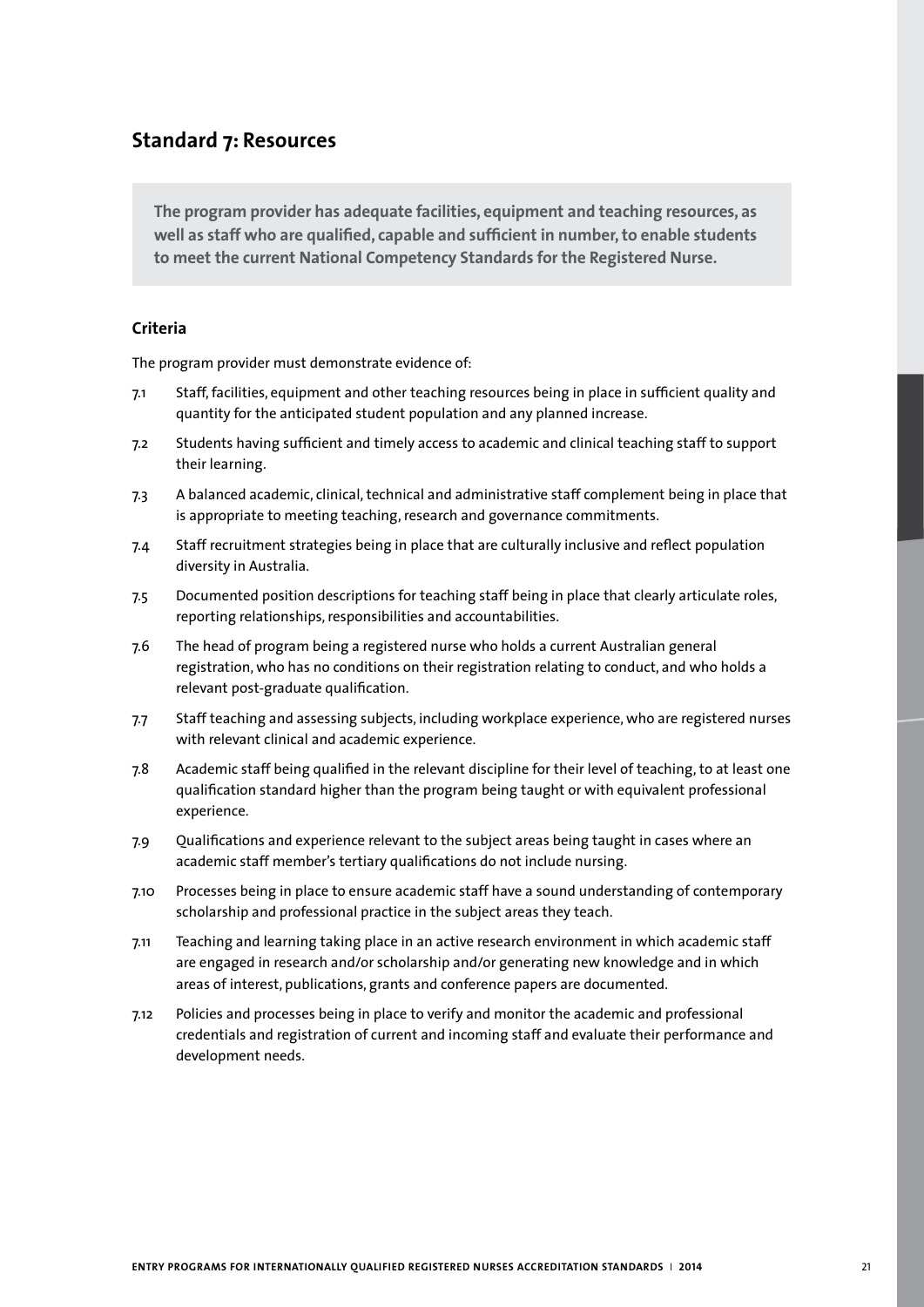## Standard 7: Resources

**The program provider has adequate facilities, equipment and teaching resources, as well as staff who are qualified, capable and sufficient in number, to enable students to meet the current National Competency Standards for the Registered Nurse.**

### Criteria

The program provider must demonstrate evidence of:

7.1 Staff, facilities, equipment and other teaching resources being in place in sufficient quality and quantity for the anticipated student population and any planned increase.

7.2 Students having sufficient and timely access to academic and clinical teaching staff to support their learning.

7.3 A balanced academic, clinical, technical and administrative staff complement being in place that is appropriate to meeting teaching, research and governance commitments.

7.4 Staff recruitment strategies being in place that are culturally inclusive and reflect population diversity in Australia.

7.5 Documented position descriptions for teaching staff being in place that clearly articulate roles, reporting relationships, responsibilities and accountabilities.

7.6 The head of program being a registered nurse who holds a current Australian general registration, who has no conditions on their registration relating to conduct, and who holds a relevant post-graduate qualification.

7.7 Staff teaching and assessing subjects, including workplace experience, who are registered nurses with relevant clinical and academic experience.

7.8 Academic staff being qualified in the relevant discipline for their level of teaching, to at least one qualification standard higher than the program being taught or with equivalent professional experience.

7.9 Qualifications and experience relevant to the subject areas being taught in cases where an academic staff member's tertiary qualifications do not include nursing.

7.10 Processes being in place to ensure academic staff have a sound understanding of contemporary scholarship and professional practice in the subject areas they teach.

7.11 Teaching and learning taking place in an active research environment in which academic staff are engaged in research and/or scholarship and/or generating new knowledge and in which areas of interest, publications, grants and conference papers are documented.

7.12 Policies and processes being in place to verify and monitor the academic and professional credentials and registration of current and incoming staff and evaluate their performance and development needs.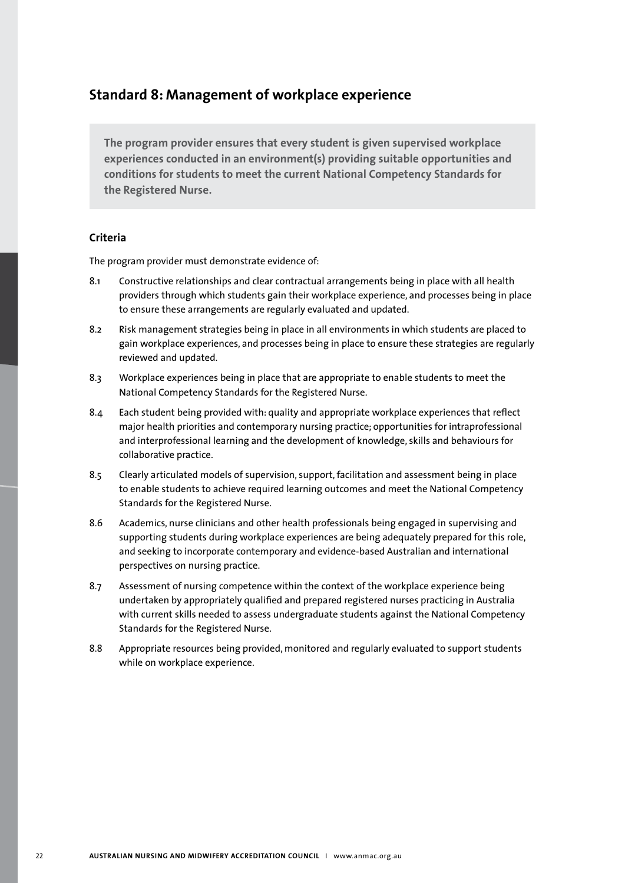## Standard 8: Management of workplace experience

**The program provider ensures that every student is given supervised workplace experiences conducted in an environment(s) providing suitable opportunities and conditions for students to meet the current National Competency Standards for the Registered Nurse.**

### Criteria

The program provider must demonstrate evidence of:

8.1 Constructive relationships and clear contractual arrangements being in place with all health providers through which students gain their workplace experience, and processes being in place to ensure these arrangements are regularly evaluated and updated.

8.2 Risk management strategies being in place in all environments in which students are placed to gain workplace experiences, and processes being in place to ensure these strategies are regularly reviewed and updated.

8.3 Workplace experiences being in place that are appropriate to enable students to meet the National Competency Standards for the Registered Nurse.

8.4 Each student being provided with: quality and appropriate workplace experiences that reflect major health priorities and contemporary nursing practice; opportunities for intraprofessional and interprofessional learning and the development of knowledge, skills and behaviours for collaborative practice.

8.5 Clearly articulated models of supervision, support, facilitation and assessment being in place to enable students to achieve required learning outcomes and meet the National Competency Standards for the Registered Nurse.

8.6 Academics, nurse clinicians and other health professionals being engaged in supervising and supporting students during workplace experiences are being adequately prepared for this role, and seeking to incorporate contemporary and evidence-based Australian and international perspectives on nursing practice.

8.7 Assessment of nursing competence within the context of the workplace experience being undertaken by appropriately qualified and prepared registered nurses practicing in Australia with current skills needed to assess undergraduate students against the National Competency Standards for the Registered Nurse.

8.8 Appropriate resources being provided, monitored and regularly evaluated to support students while on workplace experience.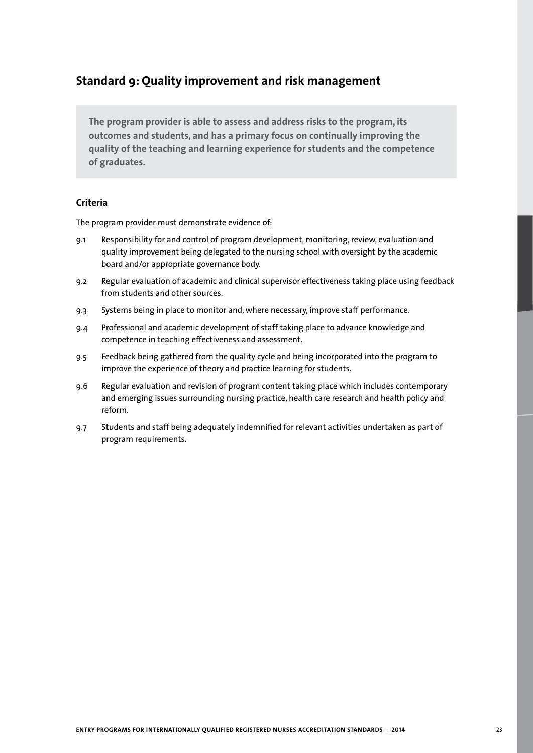## Standard 9: Quality improvement and risk management

**The program provider is able to assess and address risks to the program, its outcomes and students, and has a primary focus on continually improving the quality of the teaching and learning experience for students and the competence of graduates.**

### Criteria

The program provider must demonstrate evidence of:

9.1 Responsibility for and control of program development, monitoring, review, evaluation and quality improvement being delegated to the nursing school with oversight by the academic board and/or appropriate governance body.

9.2 Regular evaluation of academic and clinical supervisor effectiveness taking place using feedback from students and other sources.

9.3 Systems being in place to monitor and, where necessary, improve staff performance.

9.4 Professional and academic development of staff taking place to advance knowledge and competence in teaching effectiveness and assessment.

9.5 Feedback being gathered from the quality cycle and being incorporated into the program to improve the experience of theory and practice learning for students.

9.6 Regular evaluation and revision of program content taking place which includes contemporary and emerging issues surrounding nursing practice, health care research and health policy and reform.

9.7 Students and staff being adequately indemnified for relevant activities undertaken as part of program requirements.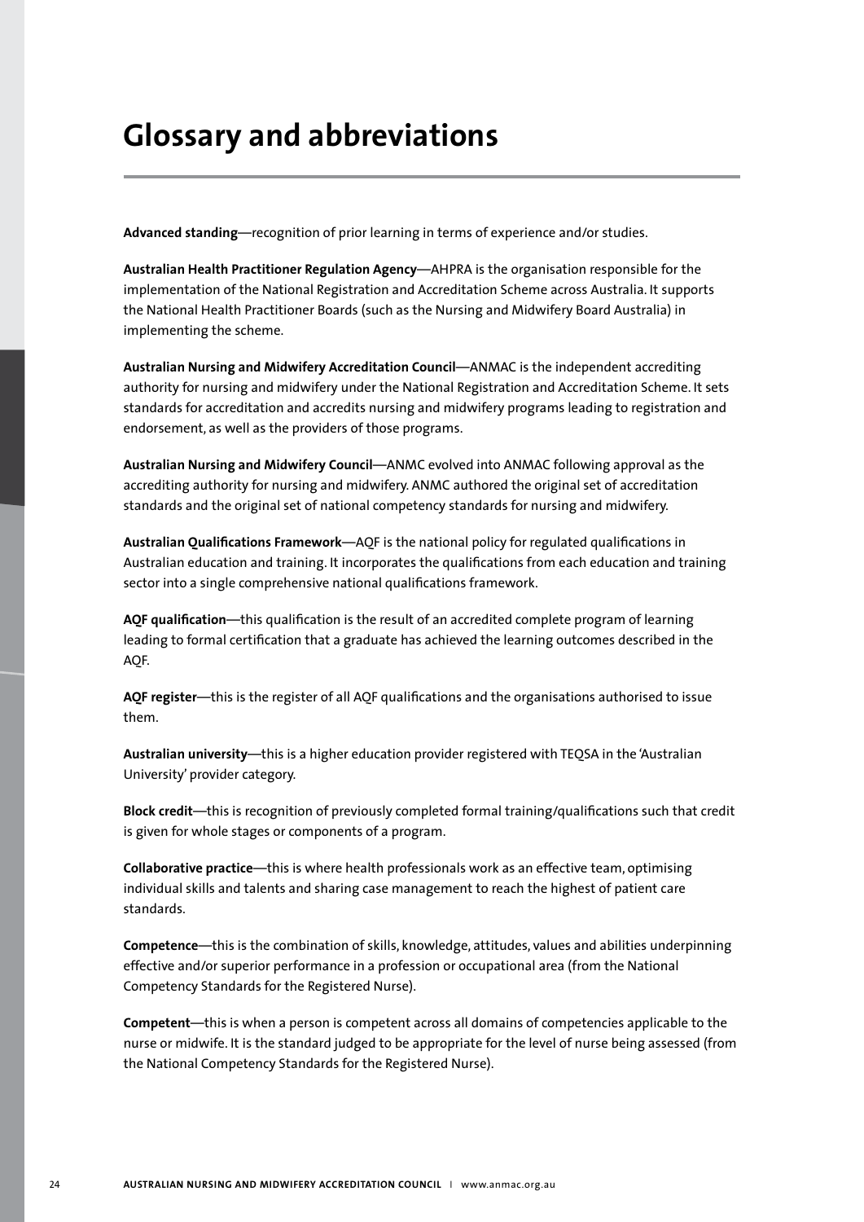# Glossary and abbreviations

**Advanced standing**—recognition of prior learning in terms of experience and/or studies.

**Australian Health Practitioner Regulation Agency**—AHPRA is the organisation responsible for the implementation of the National Registration and Accreditation Scheme across Australia. It supports the National Health Practitioner Boards (such as the Nursing and Midwifery Board Australia) in implementing the scheme.

**Australian Nursing and Midwifery Accreditation Council**—ANMAC is the independent accrediting authority for nursing and midwifery under the National Registration and Accreditation Scheme. It sets standards for accreditation and accredits nursing and midwifery programs leading to registration and endorsement, as well as the providers of those programs.

**Australian Nursing and Midwifery Council**—ANMC evolved into ANMAC following approval as the accrediting authority for nursing and midwifery. ANMC authored the original set of accreditation standards and the original set of national competency standards for nursing and midwifery.

**Australian Qualifications Framework**—AQF is the national policy for regulated qualifications in Australian education and training. It incorporates the qualifications from each education and training sector into a single comprehensive national qualifications framework.

**AQF qualification**—this qualification is the result of an accredited complete program of learning leading to formal certification that a graduate has achieved the learning outcomes described in the AQF.

**AQF register**—this is the register of all AQF qualifications and the organisations authorised to issue them.

**Australian university**—this is a higher education provider registered with TEQSA in the 'Australian University' provider category.

**Block credit**—this is recognition of previously completed formal training/qualifications such that credit is given for whole stages or components of a program.

**Collaborative practice**—this is where health professionals work as an effective team, optimising individual skills and talents and sharing case management to reach the highest of patient care standards.

**Competence**—this is the combination of skills, knowledge, attitudes, values and abilities underpinning effective and/or superior performance in a profession or occupational area (from the National Competency Standards for the Registered Nurse).

**Competent**—this is when a person is competent across all domains of competencies applicable to the nurse or midwife. It is the standard judged to be appropriate for the level of nurse being assessed (from the National Competency Standards for the Registered Nurse).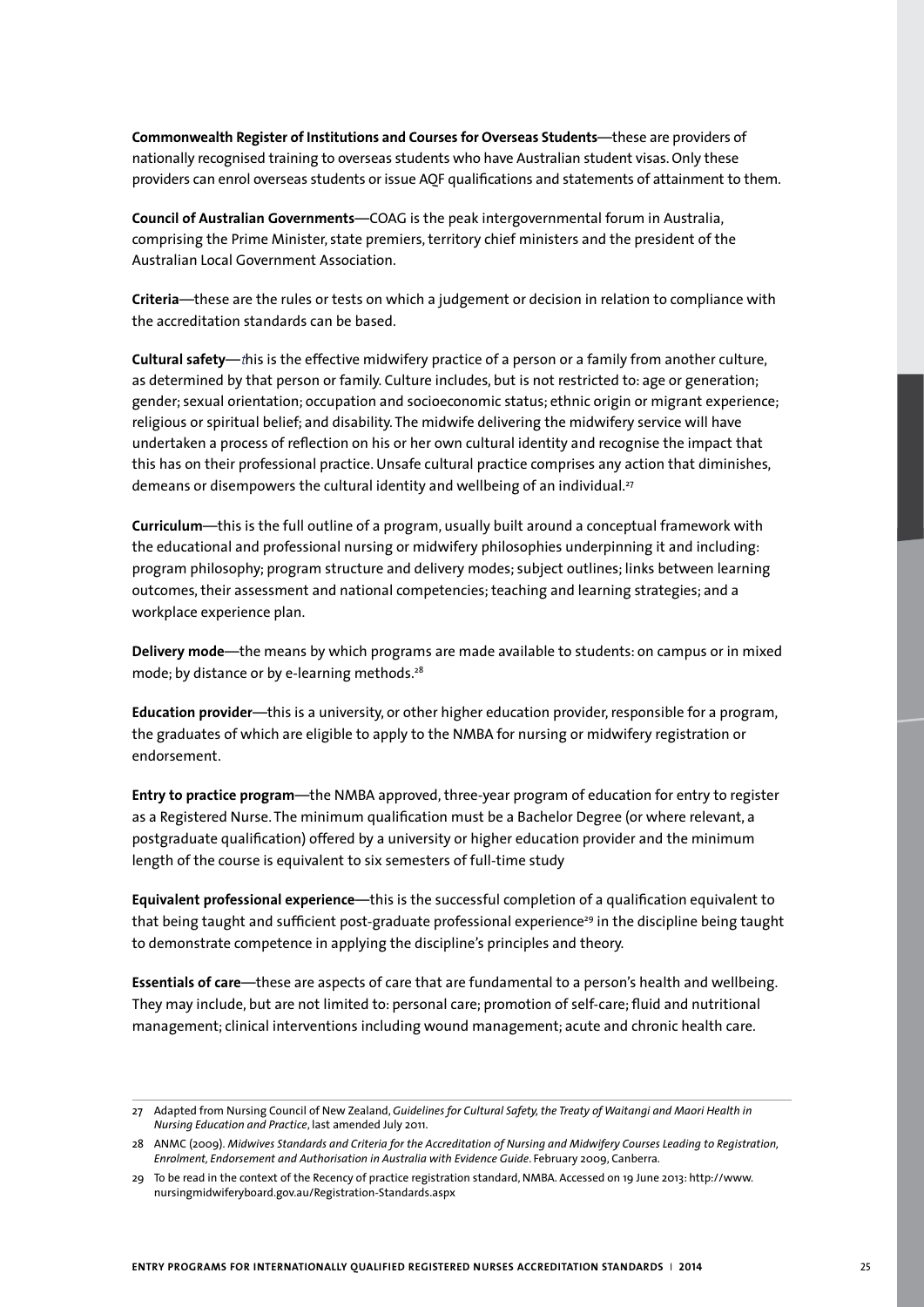**Commonwealth Register of Institutions and Courses for Overseas Students**—these are providers of nationally recognised training to overseas students who have Australian student visas. Only these providers can enrol overseas students or issue AQF qualifications and statements of attainment to them.

**Council of Australian Governments**—COAG is the peak intergovernmental forum in Australia, comprising the Prime Minister, state premiers, territory chief ministers and the president of the Australian Local Government Association.

**Criteria**—these are the rules or tests on which a judgement or decision in relation to compliance with the accreditation standards can be based.

**Cultural safety**—this is the effective midwifery practice of a person or a family from another culture, as determined by that person or family. Culture includes, but is not restricted to: age or generation; gender; sexual orientation; occupation and socioeconomic status; ethnic origin or migrant experience; religious or spiritual belief; and disability. The midwife delivering the midwifery service will have undertaken a process of reflection on his or her own cultural identity and recognise the impact that this has on their professional practice. Unsafe cultural practice comprises any action that diminishes, demeans or disempowers the cultural identity and wellbeing of an individual.[27]

**Curriculum**—this is the full outline of a program, usually built around a conceptual framework with the educational and professional nursing or midwifery philosophies underpinning it and including: program philosophy; program structure and delivery modes; subject outlines; links between learning outcomes, their assessment and national competencies; teaching and learning strategies; and a workplace experience plan.

**Delivery mode**—the means by which programs are made available to students: on campus or in mixed mode; by distance or by e-learning methods.[28]

**Education provider**—this is a university, or other higher education provider, responsible for a program, the graduates of which are eligible to apply to the NMBA for nursing or midwifery registration or endorsement.

**Entry to practice program**—the NMBA approved, three-year program of education for entry to register as a Registered Nurse. The minimum qualification must be a Bachelor Degree (or where relevant, a postgraduate qualification) offered by a university or higher education provider and the minimum length of the course is equivalent to six semesters of full-time study

**Equivalent professional experience**—this is the successful completion of a qualification equivalent to that being taught and sufficient post-graduate professional experience[29] in the discipline being taught to demonstrate competence in applying the discipline's principles and theory.

**Essentials of care**—these are aspects of care that are fundamental to a person's health and wellbeing. They may include, but are not limited to: personal care; promotion of self-care; fluid and nutritional management; clinical interventions including wound management; acute and chronic health care.

---

27 Adapted from Nursing Council of New Zealand, *Guidelines for Cultural Safety, the Treaty of Waitangi and Maori Health in Nursing Education and Practice*, last amended July 2011.

28 ANMC (2009). *Midwives Standards and Criteria for the Accreditation of Nursing and Midwifery Courses Leading to Registration, Enrolment, Endorsement and Authorisation in Australia with Evidence Guide*. February 2009, Canberra.

29 To be read in the context of the Recency of practice registration standard, NMBA. Accessed on 19 June 2013: http://www.nursingmidwiferyboard.gov.au/Registration-Standards.aspx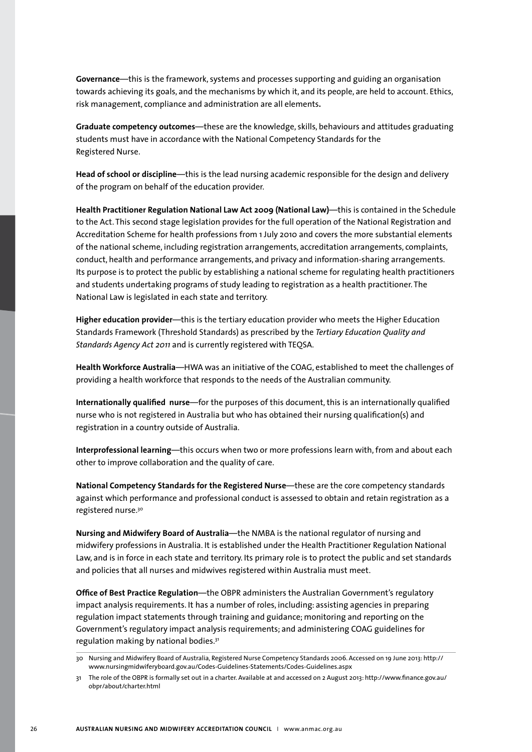**Governance**—this is the framework, systems and processes supporting and guiding an organisation towards achieving its goals, and the mechanisms by which it, and its people, are held to account. Ethics, risk management, compliance and administration are all elements**.**

**Graduate competency outcomes**—these are the knowledge, skills, behaviours and attitudes graduating students must have in accordance with the National Competency Standards for the Registered Nurse.

**Head of school or discipline**—this is the lead nursing academic responsible for the design and delivery of the program on behalf of the education provider.

**Health Practitioner Regulation National Law Act 2009 (National Law)**—this is contained in the Schedule to the Act. This second stage legislation provides for the full operation of the National Registration and Accreditation Scheme for health professions from 1 July 2010 and covers the more substantial elements of the national scheme, including registration arrangements, accreditation arrangements, complaints, conduct, health and performance arrangements, and privacy and information-sharing arrangements. Its purpose is to protect the public by establishing a national scheme for regulating health practitioners and students undertaking programs of study leading to registration as a health practitioner. The National Law is legislated in each state and territory.

**Higher education provider**—this is the tertiary education provider who meets the Higher Education Standards Framework (Threshold Standards) as prescribed by the *Tertiary Education Quality and Standards Agency Act 2011* and is currently registered with TEQSA.

**Health Workforce Australia**—HWA was an initiative of the COAG, established to meet the challenges of providing a health workforce that responds to the needs of the Australian community.

**Internationally qualified nurse**—for the purposes of this document, this is an internationally qualified nurse who is not registered in Australia but who has obtained their nursing qualification(s) and registration in a country outside of Australia.

**Interprofessional learning**—this occurs when two or more professions learn with, from and about each other to improve collaboration and the quality of care.

**National Competency Standards for the Registered Nurse**—these are the core competency standards against which performance and professional conduct is assessed to obtain and retain registration as a registered nurse.[30]

**Nursing and Midwifery Board of Australia**—the NMBA is the national regulator of nursing and midwifery professions in Australia. It is established under the Health Practitioner Regulation National Law, and is in force in each state and territory. Its primary role is to protect the public and set standards and policies that all nurses and midwives registered within Australia must meet.

**Office of Best Practice Regulation**—the OBPR administers the Australian Government's regulatory impact analysis requirements. It has a number of roles, including: assisting agencies in preparing regulation impact statements through training and guidance; monitoring and reporting on the Government's regulatory impact analysis requirements; and administering COAG guidelines for regulation making by national bodies.[31]

---

30 Nursing and Midwifery Board of Australia, Registered Nurse Competency Standards 2006. Accessed on 19 June 2013: http://www.nursingmidwiferyboard.gov.au/Codes-Guidelines-Statements/Codes-Guidelines.aspx

31 The role of the OBPR is formally set out in a charter. Available at and accessed on 2 August 2013: http://www.finance.gov.au/obpr/about/charter.html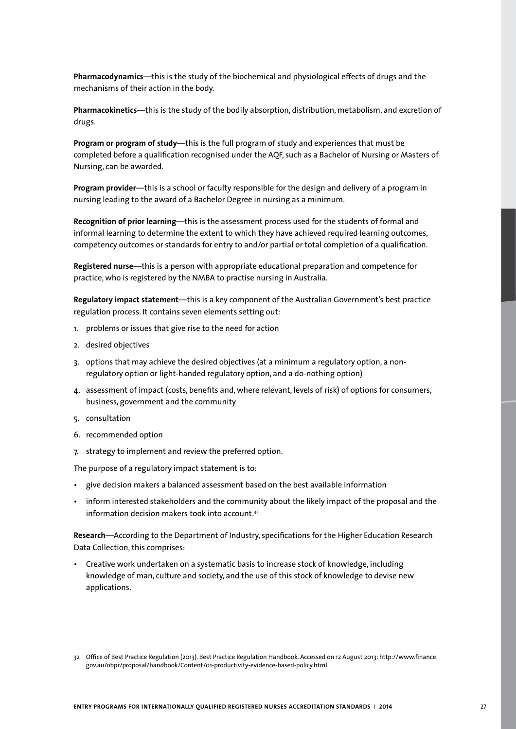**Pharmacodynamics**—this is the study of the biochemical and physiological effects of drugs and the mechanisms of their action in the body.

**Pharmacokinetics**—this is the study of the bodily absorption, distribution, metabolism, and excretion of drugs.

**Program or program of study**—this is the full program of study and experiences that must be completed before a qualification recognised under the AQF, such as a Bachelor of Nursing or Masters of Nursing, can be awarded.

**Program provider**—this is a school or faculty responsible for the design and delivery of a program in nursing leading to the award of a Bachelor Degree in nursing as a minimum.

**Recognition of prior learning**—this is the assessment process used for the students of formal and informal learning to determine the extent to which they have achieved required learning outcomes, competency outcomes or standards for entry to and/or partial or total completion of a qualification.

**Registered nurse**—this is a person with appropriate educational preparation and competence for practice, who is registered by the NMBA to practise nursing in Australia.

**Regulatory impact statement**—this is a key component of the Australian Government's best practice regulation process. It contains seven elements setting out:

1. problems or issues that give rise to the need for action
2. desired objectives
3. options that may achieve the desired objectives (at a minimum a regulatory option, a non-regulatory option or light-handed regulatory option, and a do-nothing option)
4. assessment of impact (costs, benefits and, where relevant, levels of risk) of options for consumers, business, government and the community
5. consultation
6. recommended option
7. strategy to implement and review the preferred option.

The purpose of a regulatory impact statement is to:

- give decision makers a balanced assessment based on the best available information
- inform interested stakeholders and the community about the likely impact of the proposal and the information decision makers took into account.[32]

**Research**—According to the Department of Industry, specifications for the Higher Education Research Data Collection, this comprises:

- Creative work undertaken on a systematic basis to increase stock of knowledge, including knowledge of man, culture and society, and the use of this stock of knowledge to devise new applications.

---

32 Office of Best Practice Regulation (2013). Best Practice Regulation Handbook. Accessed on 12 August 2013: http://www.finance.gov.au/obpr/proposal/handbook/Content/01-productivity-evidence-based-policy.html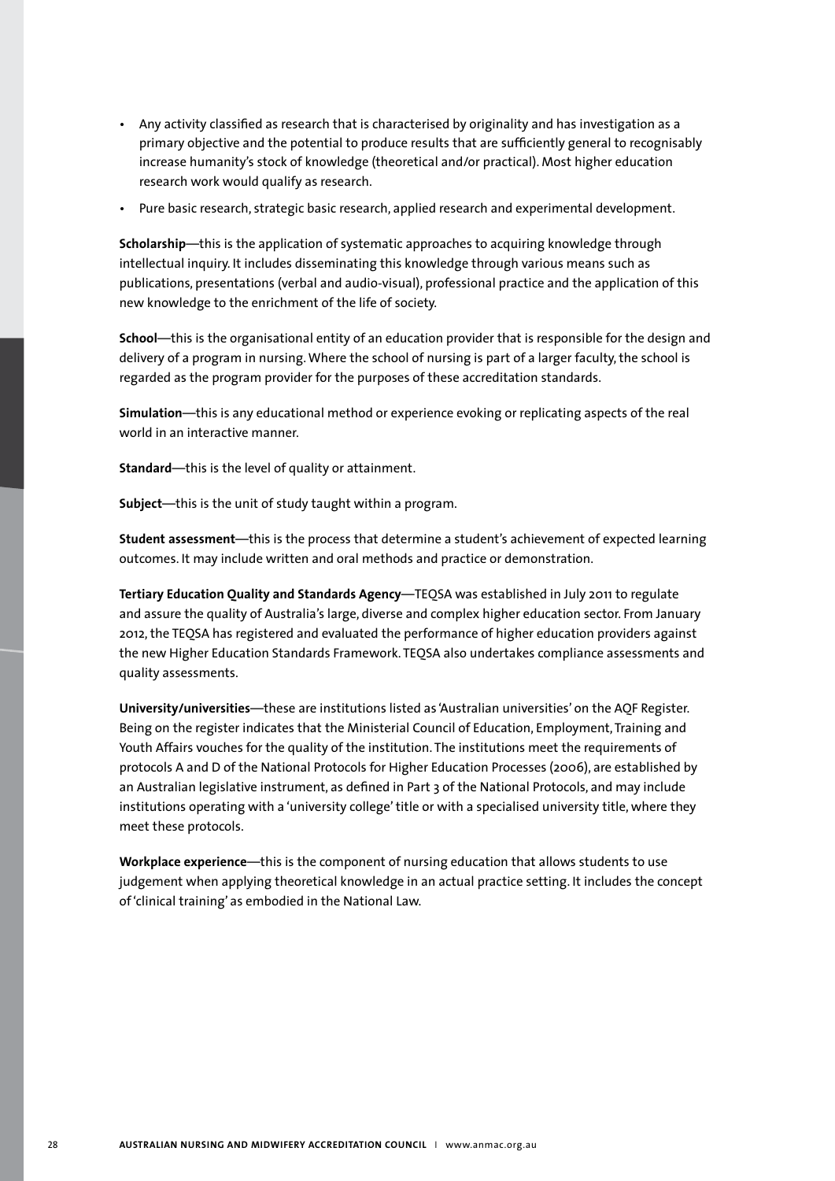- Any activity classified as research that is characterised by originality and has investigation as a primary objective and the potential to produce results that are sufficiently general to recognisably increase humanity's stock of knowledge (theoretical and/or practical). Most higher education research work would qualify as research.
- Pure basic research, strategic basic research, applied research and experimental development.

**Scholarship**—this is the application of systematic approaches to acquiring knowledge through intellectual inquiry. It includes disseminating this knowledge through various means such as publications, presentations (verbal and audio-visual), professional practice and the application of this new knowledge to the enrichment of the life of society.

**School**—this is the organisational entity of an education provider that is responsible for the design and delivery of a program in nursing. Where the school of nursing is part of a larger faculty, the school is regarded as the program provider for the purposes of these accreditation standards.

**Simulation**—this is any educational method or experience evoking or replicating aspects of the real world in an interactive manner.

**Standard**—this is the level of quality or attainment.

**Subject**—this is the unit of study taught within a program.

**Student assessment**—this is the process that determine a student's achievement of expected learning outcomes. It may include written and oral methods and practice or demonstration.

**Tertiary Education Quality and Standards Agency**—TEQSA was established in July 2011 to regulate and assure the quality of Australia's large, diverse and complex higher education sector. From January 2012, the TEQSA has registered and evaluated the performance of higher education providers against the new Higher Education Standards Framework. TEQSA also undertakes compliance assessments and quality assessments.

**University/universities**—these are institutions listed as 'Australian universities' on the AQF Register. Being on the register indicates that the Ministerial Council of Education, Employment, Training and Youth Affairs vouches for the quality of the institution. The institutions meet the requirements of protocols A and D of the National Protocols for Higher Education Processes (2006), are established by an Australian legislative instrument, as defined in Part 3 of the National Protocols, and may include institutions operating with a 'university college' title or with a specialised university title, where they meet these protocols.

**Workplace experience**—this is the component of nursing education that allows students to use judgement when applying theoretical knowledge in an actual practice setting. It includes the concept of 'clinical training' as embodied in the National Law.